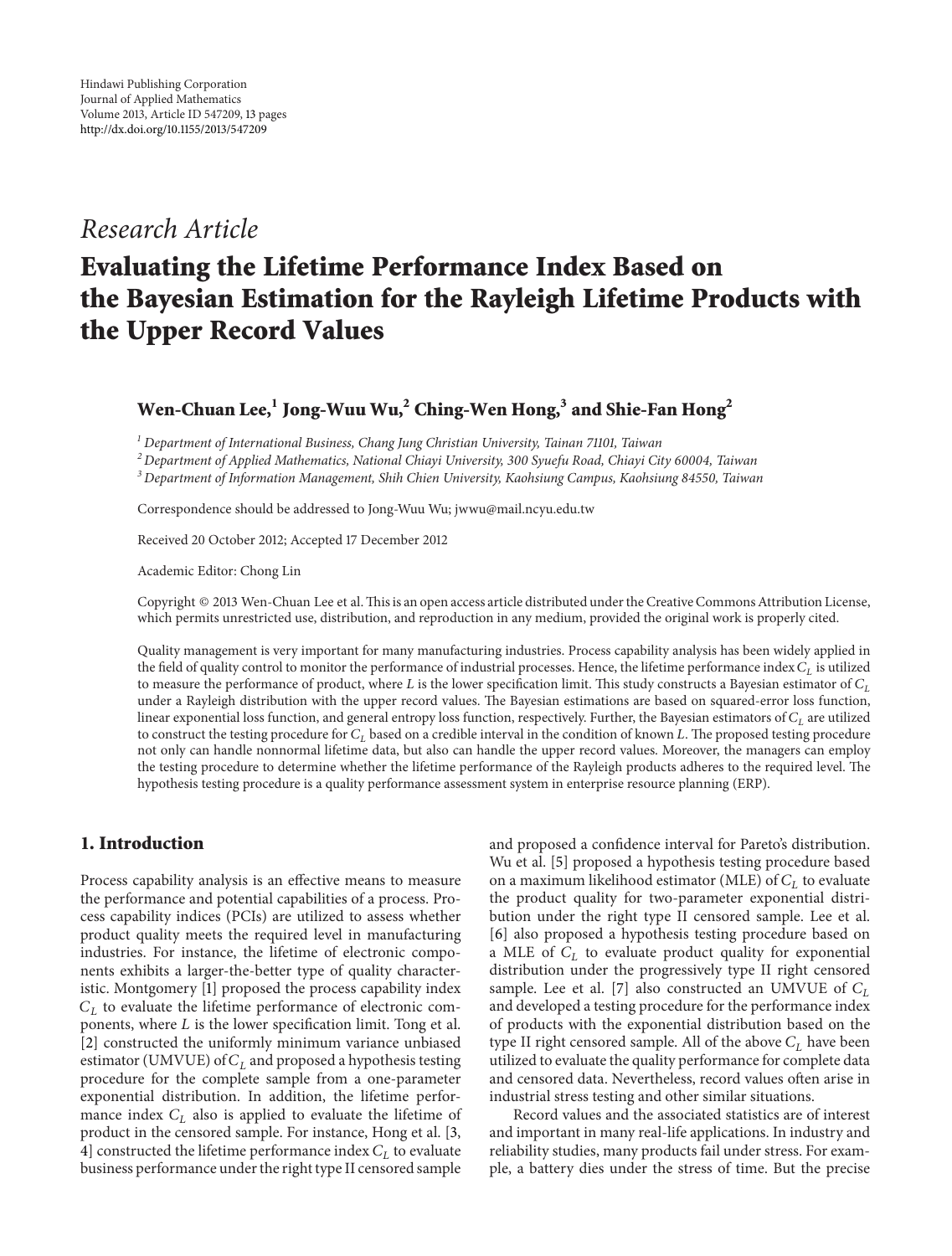Hindawi Publishing Corporation
Journal of Applied Mathematics
Volume 2013, Article ID 547209, 13 pages
http://dx.doi.org/10.1155/2013/547209

*Research Article*

# Evaluating the Lifetime Performance Index Based on the Bayesian Estimation for the Rayleigh Lifetime Products with the Upper Record Values

**Wen-Chuan Lee,[1] Jong-Wuu Wu,[2] Ching-Wen Hong,[3] and Shie-Fan Hong[2]**

[1] *Department of International Business, Chang Jung Christian University, Tainan 71101, Taiwan*
[2] *Department of Applied Mathematics, National Chiayi University, 300 Syuefu Road, Chiayi City 60004, Taiwan*
[3] *Department of Information Management, Shih Chien University, Kaohsiung Campus, Kaohsiung 84550, Taiwan*

Correspondence should be addressed to Jong-Wuu Wu; jwwu@mail.ncyu.edu.tw

Received 20 October 2012; Accepted 17 December 2012

Academic Editor: Chong Lin

Copyright © 2013 Wen-Chuan Lee et al. This is an open access article distributed under the Creative Commons Attribution License, which permits unrestricted use, distribution, and reproduction in any medium, provided the original work is properly cited.

Quality management is very important for many manufacturing industries. Process capability analysis has been widely applied in the field of quality control to monitor the performance of industrial processes. Hence, the lifetime performance index $C_L$ is utilized to measure the performance of product, where $L$ is the lower specification limit. This study constructs a Bayesian estimator of $C_L$ under a Rayleigh distribution with the upper record values. The Bayesian estimations are based on squared-error loss function, linear exponential loss function, and general entropy loss function, respectively. Further, the Bayesian estimators of $C_L$ are utilized to construct the testing procedure for $C_L$ based on a credible interval in the condition of known $L$. The proposed testing procedure not only can handle nonnormal lifetime data, but also can handle the upper record values. Moreover, the managers can employ the testing procedure to determine whether the lifetime performance of the Rayleigh products adheres to the required level. The hypothesis testing procedure is a quality performance assessment system in enterprise resource planning (ERP).

## 1. Introduction

Process capability analysis is an effective means to measure the performance and potential capabilities of a process. Process capability indices (PCIs) are utilized to assess whether product quality meets the required level in manufacturing industries. For instance, the lifetime of electronic components exhibits a larger-the-better type of quality characteristic. Montgomery [1] proposed the process capability index $C_L$ to evaluate the lifetime performance of electronic components, where $L$ is the lower specification limit. Tong et al. [2] constructed the uniformly minimum variance unbiased estimator (UMVUE) of $C_L$ and proposed a hypothesis testing procedure for the complete sample from a one-parameter exponential distribution. In addition, the lifetime performance index $C_L$ also is applied to evaluate the lifetime of product in the censored sample. For instance, Hong et al. [3, 4] constructed the lifetime performance index $C_L$ to evaluate business performance under the right type II censored sample and proposed a confidence interval for Pareto's distribution. Wu et al. [5] proposed a hypothesis testing procedure based on a maximum likelihood estimator (MLE) of $C_L$ to evaluate the product quality for two-parameter exponential distribution under the right type II censored sample. Lee et al. [6] also proposed a hypothesis testing procedure based on a MLE of $C_L$ to evaluate product quality for exponential distribution under the progressively type II right censored sample. Lee et al. [7] also constructed an UMVUE of $C_L$ and developed a testing procedure for the performance index of products with the exponential distribution based on the type II right censored sample. All of the above $C_L$ have been utilized to evaluate the quality performance for complete data and censored data. Nevertheless, record values often arise in industrial stress testing and other similar situations.

Record values and the associated statistics are of interest and important in many real-life applications. In industry and reliability studies, many products fail under stress. For example, a battery dies under the stress of time. But the precise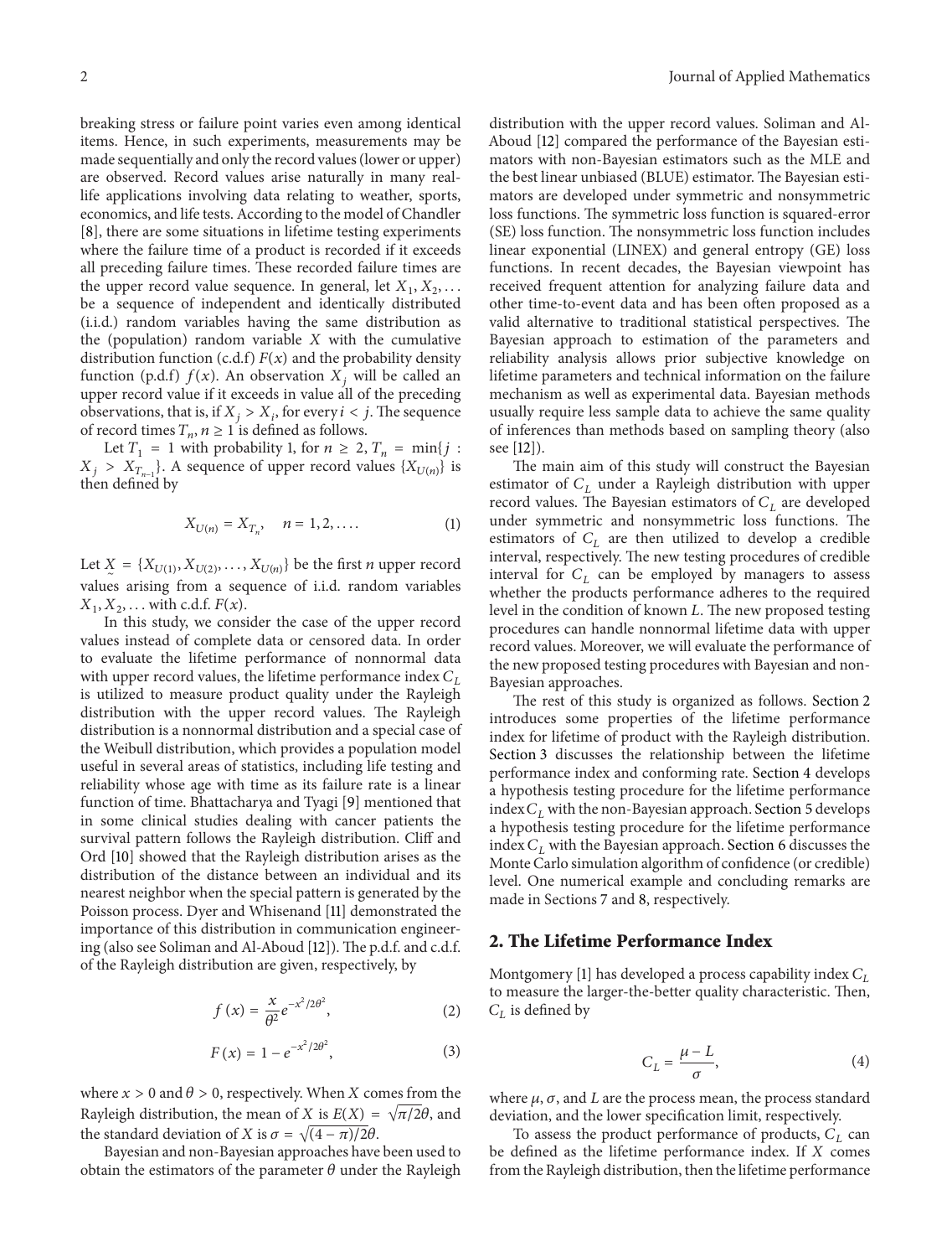breaking stress or failure point varies even among identical items. Hence, in such experiments, measurements may be made sequentially and only the record values (lower or upper) are observed. Record values arise naturally in many real-life applications involving data relating to weather, sports, economics, and life tests. According to the model of Chandler [8], there are some situations in lifetime testing experiments where the failure time of a product is recorded if it exceeds all preceding failure times. These recorded failure times are the upper record value sequence. In general, let $X_1, X_2, \ldots$ be a sequence of independent and identically distributed (i.i.d.) random variables having the same distribution as the (population) random variable $X$ with the cumulative distribution function (c.d.f) $F(x)$ and the probability density function (p.d.f) $f(x)$. An observation $X_j$ will be called an upper record value if it exceeds in value all of the preceding observations, that is, if $X_j > X_i$, for every $i < j$. The sequence of record times $T_n, n \geq 1$ is defined as follows.

Let $T_1 = 1$ with probability 1, for $n \geq 2$, $T_n = \min\{j : X_j > X_{T_{n-1}}\}$. A sequence of upper record values $\{X_{U(n)}\}$ is then defined by

$$X_{U(n)} = X_{T_n}, \quad n = 1, 2, \ldots. \tag{1}$$

Let $\underset{\sim}{X} = \{X_{U(1)}, X_{U(2)}, \ldots, X_{U(n)}\}$ be the first $n$ upper record values arising from a sequence of i.i.d. random variables $X_1, X_2, \ldots$ with c.d.f. $F(x)$.

In this study, we consider the case of the upper record values instead of complete data or censored data. In order to evaluate the lifetime performance of nonnormal data with upper record values, the lifetime performance index $C_L$ is utilized to measure product quality under the Rayleigh distribution with the upper record values. The Rayleigh distribution is a nonnormal distribution and a special case of the Weibull distribution, which provides a population model useful in several areas of statistics, including life testing and reliability whose age with time as its failure rate is a linear function of time. Bhattacharya and Tyagi [9] mentioned that in some clinical studies dealing with cancer patients the survival pattern follows the Rayleigh distribution. Cliff and Ord [10] showed that the Rayleigh distribution arises as the distribution of the distance between an individual and its nearest neighbor when the special pattern is generated by the Poisson process. Dyer and Whisenand [11] demonstrated the importance of this distribution in communication engineering (also see Soliman and Al-Aboud [12]). The p.d.f. and c.d.f. of the Rayleigh distribution are given, respectively, by

$$f(x) = \frac{x}{\theta^2} e^{-x^2/2\theta^2}, \tag{2}$$

$$F(x) = 1 - e^{-x^2/2\theta^2}, \tag{3}$$

where $x > 0$ and $\theta > 0$, respectively. When $X$ comes from the Rayleigh distribution, the mean of $X$ is $E(X) = \sqrt{\pi/2}\theta$, and the standard deviation of $X$ is $\sigma = \sqrt{(4-\pi)/2}\theta$.

Bayesian and non-Bayesian approaches have been used to obtain the estimators of the parameter $\theta$ under the Rayleigh distribution with the upper record values. Soliman and Al-Aboud [12] compared the performance of the Bayesian estimators with non-Bayesian estimators such as the MLE and the best linear unbiased (BLUE) estimator. The Bayesian estimators are developed under symmetric and nonsymmetric loss functions. The symmetric loss function is squared-error (SE) loss function. The nonsymmetric loss function includes linear exponential (LINEX) and general entropy (GE) loss functions. In recent decades, the Bayesian viewpoint has received frequent attention for analyzing failure data and other time-to-event data and has been often proposed as a valid alternative to traditional statistical perspectives. The Bayesian approach to estimation of the parameters and reliability analysis allows prior subjective knowledge on lifetime parameters and technical information on the failure mechanism as well as experimental data. Bayesian methods usually require less sample data to achieve the same quality of inferences than methods based on sampling theory (also see [12]).

The main aim of this study will construct the Bayesian estimator of $C_L$ under a Rayleigh distribution with upper record values. The Bayesian estimators of $C_L$ are developed under symmetric and nonsymmetric loss functions. The estimators of $C_L$ are then utilized to develop a credible interval, respectively. The new testing procedures of credible interval for $C_L$ can be employed by managers to assess whether the products performance adheres to the required level in the condition of known $L$. The new proposed testing procedures can handle nonnormal lifetime data with upper record values. Moreover, we will evaluate the performance of the new proposed testing procedures with Bayesian and non-Bayesian approaches.

The rest of this study is organized as follows. Section 2 introduces some properties of the lifetime performance index for lifetime of product with the Rayleigh distribution. Section 3 discusses the relationship between the lifetime performance index and conforming rate. Section 4 develops a hypothesis testing procedure for the lifetime performance index $C_L$ with the non-Bayesian approach. Section 5 develops a hypothesis testing procedure for the lifetime performance index $C_L$ with the Bayesian approach. Section 6 discusses the Monte Carlo simulation algorithm of confidence (or credible) level. One numerical example and concluding remarks are made in Sections 7 and 8, respectively.

## 2. The Lifetime Performance Index

Montgomery [1] has developed a process capability index $C_L$ to measure the larger-the-better quality characteristic. Then, $C_L$ is defined by

$$C_L = \frac{\mu - L}{\sigma}, \tag{4}$$

where $\mu$, $\sigma$, and $L$ are the process mean, the process standard deviation, and the lower specification limit, respectively.

To assess the product performance of products, $C_L$ can be defined as the lifetime performance index. If $X$ comes from the Rayleigh distribution, then the lifetime performance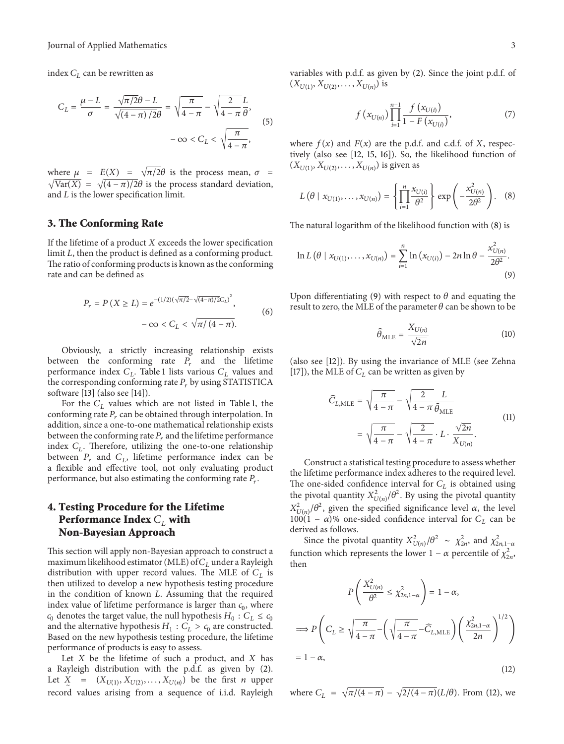index $C_L$ can be rewritten as

$$C_L = \frac{\mu - L}{\sigma} = \frac{\sqrt{\pi/2}\theta - L}{\sqrt{(4-\pi)/2}\theta} = \sqrt{\frac{\pi}{4-\pi}} - \sqrt{\frac{2}{4-\pi}}\frac{L}{\theta}, \quad -\infty < C_L < \sqrt{\frac{\pi}{4-\pi}}, \tag{5}$$

where $\mu = E(X) = \sqrt{\pi/2}\theta$ is the process mean, $\sigma = \sqrt{\mathrm{Var}(X)} = \sqrt{(4-\pi)/2}\theta$ is the process standard deviation, and $L$ is the lower specification limit.

## 3. The Conforming Rate

If the lifetime of a product $X$ exceeds the lower specification limit $L$, then the product is defined as a conforming product. The ratio of conforming products is known as the conforming rate and can be defined as

$$P_r = P(X \geq L) = e^{-(1/2)(\sqrt{\pi/2} - \sqrt{(4-\pi)/2}C_L)^2}, \quad -\infty < C_L < \sqrt{\pi/(4-\pi)}. \tag{6}$$

Obviously, a strictly increasing relationship exists between the conforming rate $P_r$ and the lifetime performance index $C_L$. Table 1 lists various $C_L$ values and the corresponding conforming rate $P_r$ by using STATISTICA software [13] (also see [14]).

For the $C_L$ values which are not listed in Table 1, the conforming rate $P_r$ can be obtained through interpolation. In addition, since a one-to-one mathematical relationship exists between the conforming rate $P_r$ and the lifetime performance index $C_L$. Therefore, utilizing the one-to-one relationship between $P_r$ and $C_L$, lifetime performance index can be a flexible and effective tool, not only evaluating product performance, but also estimating the conforming rate $P_r$.

## 4. Testing Procedure for the Lifetime Performance Index $C_L$ with Non-Bayesian Approach

This section will apply non-Bayesian approach to construct a maximum likelihood estimator (MLE) of $C_L$ under a Rayleigh distribution with upper record values. The MLE of $C_L$ is then utilized to develop a new hypothesis testing procedure in the condition of known $L$. Assuming that the required index value of lifetime performance is larger than $c_0$, where $c_0$ denotes the target value, the null hypothesis $H_0 : C_L \leq c_0$ and the alternative hypothesis $H_1 : C_L > c_0$ are constructed. Based on the new hypothesis testing procedure, the lifetime performance of products is easy to assess.

Let $X$ be the lifetime of such a product, and $X$ has a Rayleigh distribution with the p.d.f. as given by (2). Let $\underset{\sim}{X} = (X_{U(1)}, X_{U(2)}, \ldots, X_{U(n)})$ be the first $n$ upper record values arising from a sequence of i.i.d. Rayleigh variables with p.d.f. as given by (2). Since the joint p.d.f. of $(X_{U(1)}, X_{U(2)}, \ldots, X_{U(n)})$ is

$$f(x_{U(n)}) \prod_{i=1}^{n-1} \frac{f(x_{U(i)})}{1 - F(x_{U(i)})}, \tag{7}$$

where $f(x)$ and $F(x)$ are the p.d.f. and c.d.f. of $X$, respectively (also see [12, 15, 16]). So, the likelihood function of $(X_{U(1)}, X_{U(2)}, \ldots, X_{U(n)})$ is given as

$$L(\theta \mid x_{U(1)}, \ldots, x_{U(n)}) = \left\{ \prod_{i=1}^{n} \frac{x_{U(i)}}{\theta^2} \right\} \exp\left( -\frac{x_{U(n)}^2}{2\theta^2} \right). \tag{8}$$

The natural logarithm of the likelihood function with (8) is

$$\ln L(\theta \mid x_{U(1)}, \ldots, x_{U(n)}) = \sum_{i=1}^{n} \ln(x_{U(i)}) - 2n \ln \theta - \frac{x_{U(n)}^2}{2\theta^2}. \tag{9}$$

Upon differentiating (9) with respect to $\theta$ and equating the result to zero, the MLE of the parameter $\theta$ can be shown to be

$$\widehat{\theta}_{\mathrm{MLE}} = \frac{X_{U(n)}}{\sqrt{2n}} \tag{10}$$

(also see [12]). By using the invariance of MLE (see Zehna [17]), the MLE of $C_L$ can be written as given by

$$\widehat{C}_{L,\mathrm{MLE}} = \sqrt{\frac{\pi}{4-\pi}} - \sqrt{\frac{2}{4-\pi}}\frac{L}{\widehat{\theta}_{\mathrm{MLE}}} = \sqrt{\frac{\pi}{4-\pi}} - \sqrt{\frac{2}{4-\pi}} \cdot L \cdot \frac{\sqrt{2n}}{X_{U(n)}}. \tag{11}$$

Construct a statistical testing procedure to assess whether the lifetime performance index adheres to the required level. The one-sided confidence interval for $C_L$ is obtained using the pivotal quantity $X_{U(n)}^2/\theta^2$. By using the pivotal quantity $X_{U(n)}^2/\theta^2$, given the specified significance level $\alpha$, the level $100(1-\alpha)\%$ one-sided confidence interval for $C_L$ can be derived as follows.

Since the pivotal quantity $X_{U(n)}^2/\theta^2 \sim \chi_{2n}^2$, and $\chi_{2n,1-\alpha}^2$ function which represents the lower $1-\alpha$ percentile of $\chi_{2n}^2$, then

$$\begin{aligned} & P\left( \frac{X_{U(n)}^2}{\theta^2} \leq \chi_{2n,1-\alpha}^2 \right) = 1 - \alpha, \\ \Longrightarrow\ & P\left( C_L \geq \sqrt{\frac{\pi}{4-\pi}} - \left( \sqrt{\frac{\pi}{4-\pi}} - \widehat{C}_{L,\mathrm{MLE}} \right) \left( \frac{\chi_{2n,1-\alpha}^2}{2n} \right)^{1/2} \right) \\ & = 1 - \alpha, \end{aligned} \tag{12}$$

where $C_L = \sqrt{\pi/(4-\pi)} - \sqrt{2/(4-\pi)}(L/\theta)$. From (12), we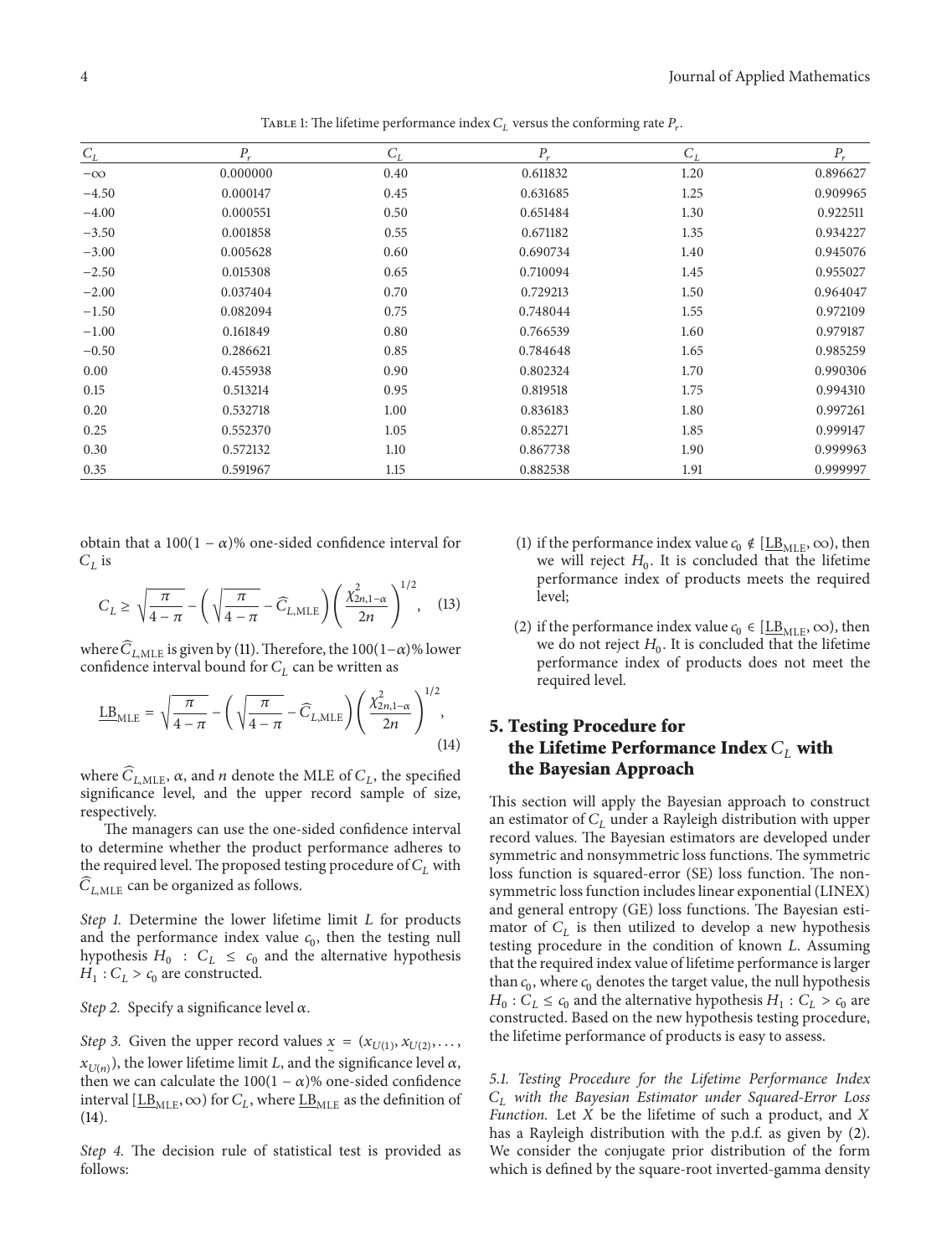Table 1: The lifetime performance index $C_L$ versus the conforming rate $P_r$.

| $C_L$ | $P_r$ | $C_L$ | $P_r$ | $C_L$ | $P_r$ |
|---|---|---|---|---|---|
| $-\infty$ | 0.000000 | 0.40 | 0.611832 | 1.20 | 0.896627 |
| −4.50 | 0.000147 | 0.45 | 0.631685 | 1.25 | 0.909965 |
| −4.00 | 0.000551 | 0.50 | 0.651484 | 1.30 | 0.922511 |
| −3.50 | 0.001858 | 0.55 | 0.671182 | 1.35 | 0.934227 |
| −3.00 | 0.005628 | 0.60 | 0.690734 | 1.40 | 0.945076 |
| −2.50 | 0.015308 | 0.65 | 0.710094 | 1.45 | 0.955027 |
| −2.00 | 0.037404 | 0.70 | 0.729213 | 1.50 | 0.964047 |
| −1.50 | 0.082094 | 0.75 | 0.748044 | 1.55 | 0.972109 |
| −1.00 | 0.161849 | 0.80 | 0.766539 | 1.60 | 0.979187 |
| −0.50 | 0.286621 | 0.85 | 0.784648 | 1.65 | 0.985259 |
| 0.00 | 0.455938 | 0.90 | 0.802324 | 1.70 | 0.990306 |
| 0.15 | 0.513214 | 0.95 | 0.819518 | 1.75 | 0.994310 |
| 0.20 | 0.532718 | 1.00 | 0.836183 | 1.80 | 0.997261 |
| 0.25 | 0.552370 | 1.05 | 0.852271 | 1.85 | 0.999147 |
| 0.30 | 0.572132 | 1.10 | 0.867738 | 1.90 | 0.999963 |
| 0.35 | 0.591967 | 1.15 | 0.882538 | 1.91 | 0.999997 |

obtain that a $100(1-\alpha)\%$ one-sided confidence interval for $C_L$ is

$$C_L \geq \sqrt{\frac{\pi}{4-\pi}} - \left(\sqrt{\frac{\pi}{4-\pi}} - \widehat{C}_{L,\mathrm{MLE}}\right)\left(\frac{\chi^2_{2n,1-\alpha}}{2n}\right)^{1/2}, \quad (13)$$

where $\widehat{C}_{L,\mathrm{MLE}}$ is given by (11). Therefore, the $100(1-\alpha)\%$ lower confidence interval bound for $C_L$ can be written as

$$\underline{\mathrm{LB}}_{\mathrm{MLE}} = \sqrt{\frac{\pi}{4-\pi}} - \left(\sqrt{\frac{\pi}{4-\pi}} - \widehat{C}_{L,\mathrm{MLE}}\right)\left(\frac{\chi^2_{2n,1-\alpha}}{2n}\right)^{1/2}, \quad (14)$$

where $\widehat{C}_{L,\mathrm{MLE}}$, $\alpha$, and $n$ denote the MLE of $C_L$, the specified significance level, and the upper record sample of size, respectively.

The managers can use the one-sided confidence interval to determine whether the product performance adheres to the required level. The proposed testing procedure of $C_L$ with $\widehat{C}_{L,\mathrm{MLE}}$ can be organized as follows.

*Step 1.* Determine the lower lifetime limit $L$ for products and the performance index value $c_0$, then the testing null hypothesis $H_0 : C_L \leq c_0$ and the alternative hypothesis $H_1 : C_L > c_0$ are constructed.

*Step 2.* Specify a significance level $\alpha$.

*Step 3.* Given the upper record values $\underset{\sim}{x} = (x_{U(1)}, x_{U(2)}, \ldots, x_{U(n)})$, the lower lifetime limit $L$, and the significance level $\alpha$, then we can calculate the $100(1-\alpha)\%$ one-sided confidence interval $[\underline{\mathrm{LB}}_{\mathrm{MLE}}, \infty)$ for $C_L$, where $\underline{\mathrm{LB}}_{\mathrm{MLE}}$ as the definition of (14).

*Step 4.* The decision rule of statistical test is provided as follows:

(1) if the performance index value $c_0 \notin [\underline{\mathrm{LB}}_{\mathrm{MLE}}, \infty)$, then we will reject $H_0$. It is concluded that the lifetime performance index of products meets the required level;

(2) if the performance index value $c_0 \in [\underline{\mathrm{LB}}_{\mathrm{MLE}}, \infty)$, then we do not reject $H_0$. It is concluded that the lifetime performance index of products does not meet the required level.

## 5. Testing Procedure for the Lifetime Performance Index $C_L$ with the Bayesian Approach

This section will apply the Bayesian approach to construct an estimator of $C_L$ under a Rayleigh distribution with upper record values. The Bayesian estimators are developed under symmetric and nonsymmetric loss functions. The symmetric loss function is squared-error (SE) loss function. The nonsymmetric loss function includes linear exponential (LINEX) and general entropy (GE) loss functions. The Bayesian estimator of $C_L$ is then utilized to develop a new hypothesis testing procedure in the condition of known $L$. Assuming that the required index value of lifetime performance is larger than $c_0$, where $c_0$ denotes the target value, the null hypothesis $H_0 : C_L \leq c_0$ and the alternative hypothesis $H_1 : C_L > c_0$ are constructed. Based on the new hypothesis testing procedure, the lifetime performance of products is easy to assess.

*5.1. Testing Procedure for the Lifetime Performance Index $C_L$ with the Bayesian Estimator under Squared-Error Loss Function.* Let $X$ be the lifetime of such a product, and $X$ has a Rayleigh distribution with the p.d.f. as given by (2). We consider the conjugate prior distribution of the form which is defined by the square-root inverted-gamma density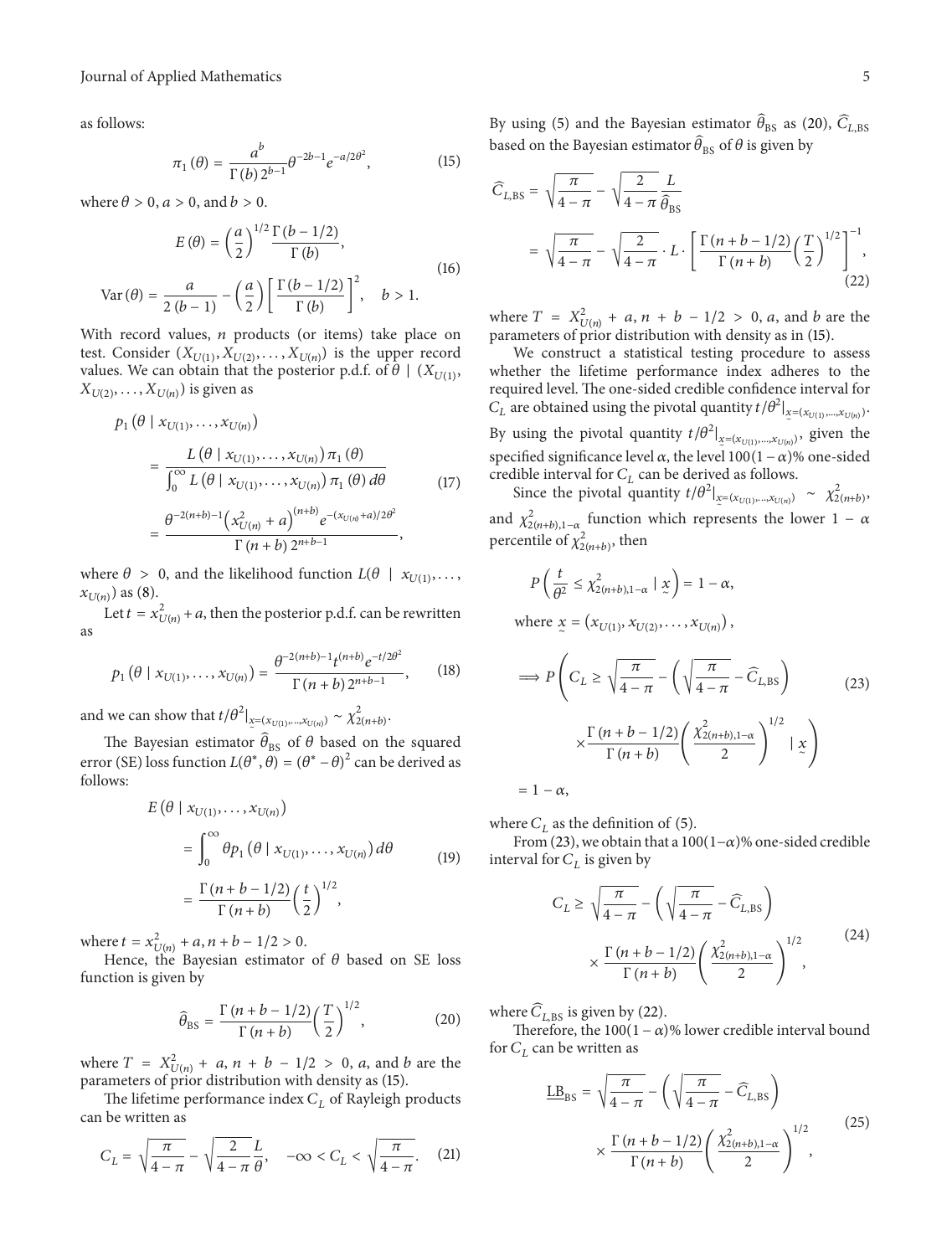as follows:

$$\pi_1(\theta) = \frac{a^b}{\Gamma(b)\,2^{b-1}}\theta^{-2b-1}e^{-a/2\theta^2}, \tag{15}$$

where $\theta > 0$, $a > 0$, and $b > 0$.

$$E(\theta) = \left(\frac{a}{2}\right)^{1/2}\frac{\Gamma(b-1/2)}{\Gamma(b)},$$
$$\operatorname{Var}(\theta) = \frac{a}{2(b-1)} - \left(\frac{a}{2}\right)\left[\frac{\Gamma(b-1/2)}{\Gamma(b)}\right]^2, \quad b > 1. \tag{16}$$

With record values, $n$ products (or items) take place on test. Consider $(X_{U(1)}, X_{U(2)}, \ldots, X_{U(n)})$ is the upper record values. We can obtain that the posterior p.d.f. of $\theta \mid (X_{U(1)}, X_{U(2)}, \ldots, X_{U(n)})$ is given as

$$\begin{aligned}
p_1(\theta \mid x_{U(1)}, \ldots, x_{U(n)}) &= \frac{L(\theta \mid x_{U(1)}, \ldots, x_{U(n)})\,\pi_1(\theta)}{\int_0^\infty L(\theta \mid x_{U(1)}, \ldots, x_{U(n)})\,\pi_1(\theta)\,d\theta} \\
&= \frac{\theta^{-2(n+b)-1}\left(x_{U(n)}^2 + a\right)^{(n+b)}e^{-(x_{U(n)}+a)/2\theta^2}}{\Gamma(n+b)\,2^{n+b-1}},
\end{aligned} \tag{17}$$

where $\theta > 0$, and the likelihood function $L(\theta \mid x_{U(1)}, \ldots, x_{U(n)})$ as (8).

Let $t = x_{U(n)}^2 + a$, then the posterior p.d.f. can be rewritten as

$$p_1(\theta \mid x_{U(1)}, \ldots, x_{U(n)}) = \frac{\theta^{-2(n+b)-1}t^{(n+b)}e^{-t/2\theta^2}}{\Gamma(n+b)\,2^{n+b-1}}, \tag{18}$$

and we can show that $t/\theta^2|_{\underset{\sim}{x}=(x_{U(1)},\ldots,x_{U(n)})} \sim \chi^2_{2(n+b)}$.

The Bayesian estimator $\widehat{\theta}_{\mathrm{BS}}$ of $\theta$ based on the squared error (SE) loss function $L(\theta^*, \theta) = (\theta^* - \theta)^2$ can be derived as follows:

$$\begin{aligned}
E(\theta \mid x_{U(1)}, \ldots, x_{U(n)}) &= \int_0^\infty \theta p_1(\theta \mid x_{U(1)}, \ldots, x_{U(n)})\,d\theta \\
&= \frac{\Gamma(n+b-1/2)}{\Gamma(n+b)}\left(\frac{t}{2}\right)^{1/2},
\end{aligned} \tag{19}$$

where $t = x_{U(n)}^2 + a$, $n + b - 1/2 > 0$.

Hence, the Bayesian estimator of $\theta$ based on SE loss function is given by

$$\widehat{\theta}_{\mathrm{BS}} = \frac{\Gamma(n+b-1/2)}{\Gamma(n+b)}\left(\frac{T}{2}\right)^{1/2}, \tag{20}$$

where $T = X_{U(n)}^2 + a$, $n + b - 1/2 > 0$, $a$, and $b$ are the parameters of prior distribution with density as (15).

The lifetime performance index $C_L$ of Rayleigh products can be written as

$$C_L = \sqrt{\frac{\pi}{4-\pi}} - \sqrt{\frac{2}{4-\pi}}\frac{L}{\theta}, \quad -\infty < C_L < \sqrt{\frac{\pi}{4-\pi}}. \tag{21}$$

By using (5) and the Bayesian estimator $\widehat{\theta}_{\mathrm{BS}}$ as (20), $\widehat{C}_{L,\mathrm{BS}}$ based on the Bayesian estimator $\widehat{\theta}_{\mathrm{BS}}$ of $\theta$ is given by

$$\begin{aligned}
\widehat{C}_{L,\mathrm{BS}} &= \sqrt{\frac{\pi}{4-\pi}} - \sqrt{\frac{2}{4-\pi}}\frac{L}{\widehat{\theta}_{\mathrm{BS}}} \\
&= \sqrt{\frac{\pi}{4-\pi}} - \sqrt{\frac{2}{4-\pi}} \cdot L \cdot \left[\frac{\Gamma(n+b-1/2)}{\Gamma(n+b)}\left(\frac{T}{2}\right)^{1/2}\right]^{-1},
\end{aligned} \tag{22}$$

where $T = X_{U(n)}^2 + a$, $n + b - 1/2 > 0$, $a$, and $b$ are the parameters of prior distribution with density as in (15).

We construct a statistical testing procedure to assess whether the lifetime performance index adheres to the required level. The one-sided credible confidence interval for $C_L$ are obtained using the pivotal quantity $t/\theta^2|_{\underset{\sim}{x}=(x_{U(1)},\ldots,x_{U(n)})}$. By using the pivotal quantity $t/\theta^2|_{\underset{\sim}{x}=(x_{U(1)},\ldots,x_{U(n)})}$, given the specified significance level $\alpha$, the level $100(1-\alpha)\%$ one-sided credible interval for $C_L$ can be derived as follows.

Since the pivotal quantity $t/\theta^2|_{\underset{\sim}{x}=(x_{U(1)},\ldots,x_{U(n)})} \sim \chi^2_{2(n+b)}$, and $\chi^2_{2(n+b),1-\alpha}$ function which represents the lower $1-\alpha$ percentile of $\chi^2_{2(n+b)}$, then

$$P\left(\frac{t}{\theta^2} \le \chi^2_{2(n+b),1-\alpha} \mid \underset{\sim}{x}\right) = 1 - \alpha,$$

where $\underset{\sim}{x} = (x_{U(1)}, x_{U(2)}, \ldots, x_{U(n)})$,

$$\begin{aligned}
\Longrightarrow P\Bigg(C_L \ge \sqrt{\frac{\pi}{4-\pi}} - \left(\sqrt{\frac{\pi}{4-\pi}} - \widehat{C}_{L,\mathrm{BS}}\right) &\times \frac{\Gamma(n+b-1/2)}{\Gamma(n+b)}\left(\frac{\chi^2_{2(n+b),1-\alpha}}{2}\right)^{1/2} \mid \underset{\sim}{x}\Bigg) \\
&= 1 - \alpha,
\end{aligned} \tag{23}$$

where $C_L$ as the definition of (5).

From (23), we obtain that a $100(1-\alpha)\%$ one-sided credible interval for $C_L$ is given by

$$C_L \ge \sqrt{\frac{\pi}{4-\pi}} - \left(\sqrt{\frac{\pi}{4-\pi}} - \widehat{C}_{L,\mathrm{BS}}\right) \times \frac{\Gamma(n+b-1/2)}{\Gamma(n+b)}\left(\frac{\chi^2_{2(n+b),1-\alpha}}{2}\right)^{1/2}, \tag{24}$$

where $\widehat{C}_{L,\mathrm{BS}}$ is given by (22).

Therefore, the $100(1-\alpha)\%$ lower credible interval bound for $C_L$ can be written as

$$\underline{\mathrm{LB}}_{\mathrm{BS}} = \sqrt{\frac{\pi}{4-\pi}} - \left(\sqrt{\frac{\pi}{4-\pi}} - \widehat{C}_{L,\mathrm{BS}}\right) \times \frac{\Gamma(n+b-1/2)}{\Gamma(n+b)}\left(\frac{\chi^2_{2(n+b),1-\alpha}}{2}\right)^{1/2}, \tag{25}$$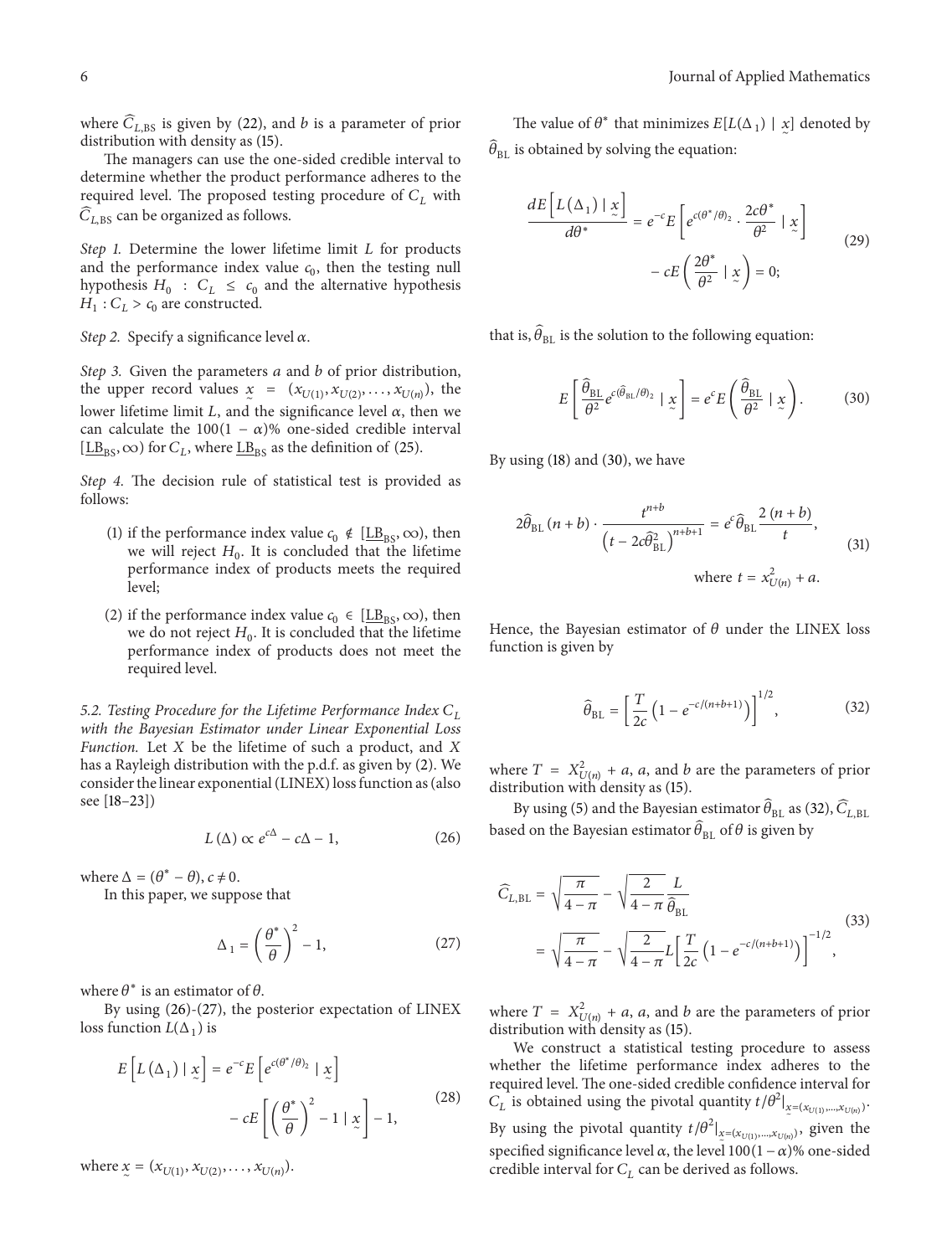where $\widehat{C}_{L,\text{BS}}$ is given by (22), and $b$ is a parameter of prior distribution with density as (15).

The managers can use the one-sided credible interval to determine whether the product performance adheres to the required level. The proposed testing procedure of $C_L$ with $\widehat{C}_{L,\text{BS}}$ can be organized as follows.

*Step 1.* Determine the lower lifetime limit $L$ for products and the performance index value $c_0$, then the testing null hypothesis $H_0 : C_L \leq c_0$ and the alternative hypothesis $H_1 : C_L > c_0$ are constructed.

*Step 2.* Specify a significance level $\alpha$.

*Step 3.* Given the parameters $a$ and $b$ of prior distribution, the upper record values $\underset{\sim}{x} = (x_{U(1)}, x_{U(2)}, \ldots, x_{U(n)})$, the lower lifetime limit $L$, and the significance level $\alpha$, then we can calculate the $100(1-\alpha)\%$ one-sided credible interval $[\underline{\text{LB}}_{\text{BS}}, \infty)$ for $C_L$, where $\underline{\text{LB}}_{\text{BS}}$ as the definition of (25).

*Step 4.* The decision rule of statistical test is provided as follows:

(1) if the performance index value $c_0 \notin [\underline{\text{LB}}_{\text{BS}}, \infty)$, then we will reject $H_0$. It is concluded that the lifetime performance index of products meets the required level;

(2) if the performance index value $c_0 \in [\underline{\text{LB}}_{\text{BS}}, \infty)$, then we do not reject $H_0$. It is concluded that the lifetime performance index of products does not meet the required level.

*5.2. Testing Procedure for the Lifetime Performance Index $C_L$ with the Bayesian Estimator under Linear Exponential Loss Function.* Let $X$ be the lifetime of such a product, and $X$ has a Rayleigh distribution with the p.d.f. as given by (2). We consider the linear exponential (LINEX) loss function as (also see [18–23])

$$L(\Delta) \propto e^{c\Delta} - c\Delta - 1, \tag{26}$$

where $\Delta = (\theta^* - \theta)$, $c \neq 0$.

In this paper, we suppose that

$$\Delta_1 = \left(\frac{\theta^*}{\theta}\right)^2 - 1, \tag{27}$$

where $\theta^*$ is an estimator of $\theta$.

By using (26)-(27), the posterior expectation of LINEX loss function $L(\Delta_1)$ is

$$E\left[L(\Delta_1) \mid \underset{\sim}{x}\right] = e^{-c} E\left[e^{c(\theta^*/\theta)_2} \mid \underset{\sim}{x}\right] - cE\left[\left(\frac{\theta^*}{\theta}\right)^2 - 1 \mid \underset{\sim}{x}\right] - 1, \tag{28}$$

where $\underset{\sim}{x} = (x_{U(1)}, x_{U(2)}, \ldots, x_{U(n)})$.

The value of $\theta^*$ that minimizes $E[L(\Delta_1) \mid \underset{\sim}{x}]$ denoted by $\widehat{\theta}_{\text{BL}}$ is obtained by solving the equation:

$$\frac{dE\left[L(\Delta_1) \mid \underset{\sim}{x}\right]}{d\theta^*} = e^{-c} E\left[e^{c(\theta^*/\theta)_2} \cdot \frac{2c\theta^*}{\theta^2} \mid \underset{\sim}{x}\right] - cE\left(\frac{2\theta^*}{\theta^2} \mid \underset{\sim}{x}\right) = 0; \tag{29}$$

that is, $\widehat{\theta}_{\text{BL}}$ is the solution to the following equation:

$$E\left[\frac{\widehat{\theta}_{\text{BL}}}{\theta^2} e^{c(\widehat{\theta}_{\text{BL}}/\theta)_2} \mid \underset{\sim}{x}\right] = e^c E\left(\frac{\widehat{\theta}_{\text{BL}}}{\theta^2} \mid \underset{\sim}{x}\right). \tag{30}$$

By using (18) and (30), we have

$$2\widehat{\theta}_{\text{BL}}(n+b) \cdot \frac{t^{n+b}}{\left(t - 2c\widehat{\theta}_{\text{BL}}^2\right)^{n+b+1}} = e^c \widehat{\theta}_{\text{BL}} \frac{2(n+b)}{t}, \quad \text{where } t = x_{U(n)}^2 + a. \tag{31}$$

Hence, the Bayesian estimator of $\theta$ under the LINEX loss function is given by

$$\widehat{\theta}_{\text{BL}} = \left[\frac{T}{2c}\left(1 - e^{-c/(n+b+1)}\right)\right]^{1/2}, \tag{32}$$

where $T = X_{U(n)}^2 + a$, $a$, and $b$ are the parameters of prior distribution with density as (15).

By using (5) and the Bayesian estimator $\widehat{\theta}_{\text{BL}}$ as (32), $\widehat{C}_{L,\text{BL}}$ based on the Bayesian estimator $\widehat{\theta}_{\text{BL}}$ of $\theta$ is given by

$$\widehat{C}_{L,\text{BL}} = \sqrt{\frac{\pi}{4-\pi}} - \sqrt{\frac{2}{4-\pi}} \frac{L}{\widehat{\theta}_{\text{BL}}} = \sqrt{\frac{\pi}{4-\pi}} - \sqrt{\frac{2}{4-\pi}} L \left[\frac{T}{2c}\left(1 - e^{-c/(n+b+1)}\right)\right]^{-1/2}, \tag{33}$$

where $T = X_{U(n)}^2 + a$, $a$, and $b$ are the parameters of prior distribution with density as (15).

We construct a statistical testing procedure to assess whether the lifetime performance index adheres to the required level. The one-sided credible confidence interval for $C_L$ is obtained using the pivotal quantity $t/\theta^2|_{\underset{\sim}{x}=(x_{U(1)},\ldots,x_{U(n)})}$. By using the pivotal quantity $t/\theta^2|_{\underset{\sim}{x}=(x_{U(1)},\ldots,x_{U(n)})}$, given the specified significance level $\alpha$, the level $100(1-\alpha)\%$ one-sided credible interval for $C_L$ can be derived as follows.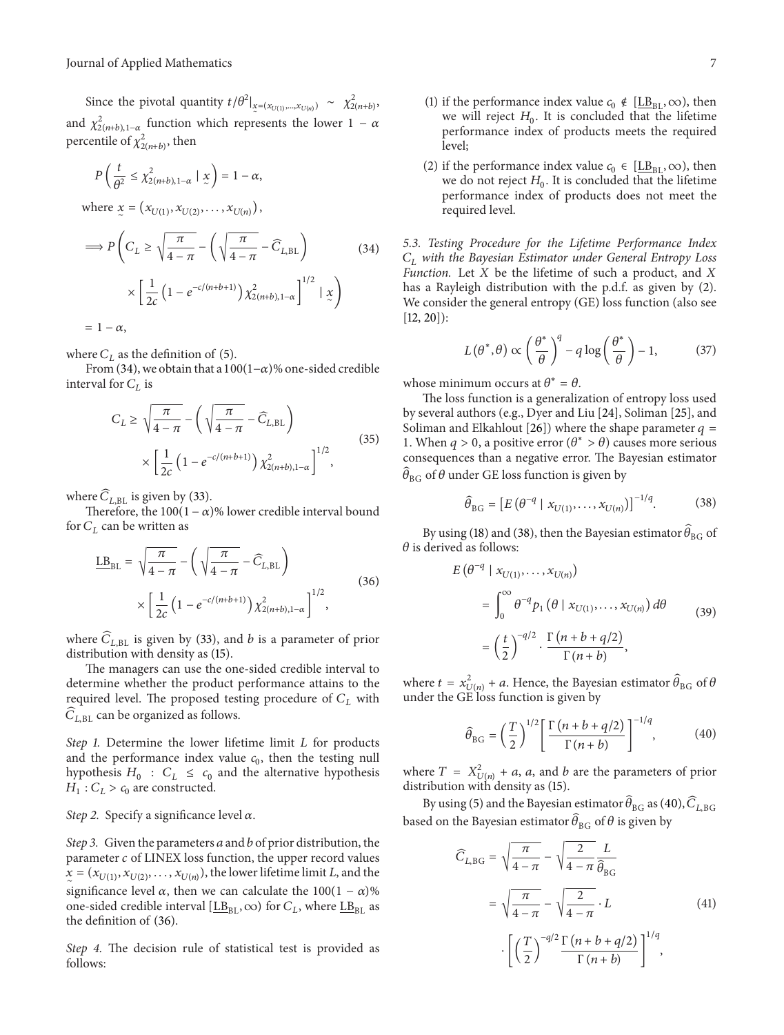Since the pivotal quantity $t/\theta^2|_{\underset{\sim}{x}=(x_{U(1)},\ldots,x_{U(n)})} \sim \chi^2_{2(n+b)}$, and $\chi^2_{2(n+b),1-\alpha}$ function which represents the lower $1-\alpha$ percentile of $\chi^2_{2(n+b)}$, then

$$P\left(\frac{t}{\theta^2} \le \chi^2_{2(n+b),1-\alpha} \mid \underset{\sim}{x}\right) = 1-\alpha,$$

where $\underset{\sim}{x} = (x_{U(1)}, x_{U(2)}, \ldots, x_{U(n)})$,

$$\Longrightarrow P\left(C_L \ge \sqrt{\frac{\pi}{4-\pi}} - \left(\sqrt{\frac{\pi}{4-\pi}} - \widehat{C}_{L,\mathrm{BL}}\right) \times \left[\frac{1}{2c}\left(1-e^{-c/(n+b+1)}\right)\chi^2_{2(n+b),1-\alpha}\right]^{1/2} \mid \underset{\sim}{x}\right) = 1-\alpha, \tag{34}$$

where $C_L$ as the definition of (5).

From (34), we obtain that a $100(1-\alpha)\%$ one-sided credible interval for $C_L$ is

$$C_L \ge \sqrt{\frac{\pi}{4-\pi}} - \left(\sqrt{\frac{\pi}{4-\pi}} - \widehat{C}_{L,\mathrm{BL}}\right) \times \left[\frac{1}{2c}\left(1-e^{-c/(n+b+1)}\right)\chi^2_{2(n+b),1-\alpha}\right]^{1/2}, \tag{35}$$

where $\widehat{C}_{L,\mathrm{BL}}$ is given by (33).

Therefore, the $100(1-\alpha)\%$ lower credible interval bound for $C_L$ can be written as

$$\underline{\mathrm{LB}}_{\mathrm{BL}} = \sqrt{\frac{\pi}{4-\pi}} - \left(\sqrt{\frac{\pi}{4-\pi}} - \widehat{C}_{L,\mathrm{BL}}\right) \times \left[\frac{1}{2c}\left(1-e^{-c/(n+b+1)}\right)\chi^2_{2(n+b),1-\alpha}\right]^{1/2}, \tag{36}$$

where $\widehat{C}_{L,\mathrm{BL}}$ is given by (33), and $b$ is a parameter of prior distribution with density as (15).

The managers can use the one-sided credible interval to determine whether the product performance attains to the required level. The proposed testing procedure of $C_L$ with $\widehat{C}_{L,\mathrm{BL}}$ can be organized as follows.

*Step 1.* Determine the lower lifetime limit $L$ for products and the performance index value $c_0$, then the testing null hypothesis $H_0 : C_L \le c_0$ and the alternative hypothesis $H_1 : C_L > c_0$ are constructed.

*Step 2.* Specify a significance level $\alpha$.

*Step 3.* Given the parameters $a$ and $b$ of prior distribution, the parameter $c$ of LINEX loss function, the upper record values $\underset{\sim}{x} = (x_{U(1)}, x_{U(2)}, \ldots, x_{U(n)})$, the lower lifetime limit $L$, and the significance level $\alpha$, then we can calculate the $100(1-\alpha)\%$ one-sided credible interval $[\underline{\mathrm{LB}}_{\mathrm{BL}}, \infty)$ for $C_L$, where $\underline{\mathrm{LB}}_{\mathrm{BL}}$ as the definition of (36).

*Step 4.* The decision rule of statistical test is provided as follows:

(1) if the performance index value $c_0 \notin [\underline{\mathrm{LB}}_{\mathrm{BL}}, \infty)$, then we will reject $H_0$. It is concluded that the lifetime performance index of products meets the required level;

(2) if the performance index value $c_0 \in [\underline{\mathrm{LB}}_{\mathrm{BL}}, \infty)$, then we do not reject $H_0$. It is concluded that the lifetime performance index of products does not meet the required level.

### *5.3. Testing Procedure for the Lifetime Performance Index $C_L$ with the Bayesian Estimator under General Entropy Loss Function.*

Let $X$ be the lifetime of such a product, and $X$ has a Rayleigh distribution with the p.d.f. as given by (2). We consider the general entropy (GE) loss function (also see [12, 20]):

$$L(\theta^*, \theta) \propto \left(\frac{\theta^*}{\theta}\right)^q - q\log\left(\frac{\theta^*}{\theta}\right) - 1, \tag{37}$$

whose minimum occurs at $\theta^* = \theta$.

The loss function is a generalization of entropy loss used by several authors (e.g., Dyer and Liu [24], Soliman [25], and Soliman and Elkahlout [26]) where the shape parameter $q = 1$. When $q > 0$, a positive error ($\theta^* > \theta$) causes more serious consequences than a negative error. The Bayesian estimator $\widehat{\theta}_{\mathrm{BG}}$ of $\theta$ under GE loss function is given by

$$\widehat{\theta}_{\mathrm{BG}} = \left[E\left(\theta^{-q} \mid x_{U(1)}, \ldots, x_{U(n)}\right)\right]^{-1/q}. \tag{38}$$

By using (18) and (38), then the Bayesian estimator $\widehat{\theta}_{\mathrm{BG}}$ of $\theta$ is derived as follows:

$$\begin{aligned} E\left(\theta^{-q} \mid x_{U(1)}, \ldots, x_{U(n)}\right) &= \int_0^\infty \theta^{-q} p_1\left(\theta \mid x_{U(1)}, \ldots, x_{U(n)}\right) d\theta \\ &= \left(\frac{t}{2}\right)^{-q/2} \cdot \frac{\Gamma(n+b+q/2)}{\Gamma(n+b)}, \end{aligned} \tag{39}$$

where $t = x^2_{U(n)} + a$. Hence, the Bayesian estimator $\widehat{\theta}_{\mathrm{BG}}$ of $\theta$ under the GE loss function is given by

$$\widehat{\theta}_{\mathrm{BG}} = \left(\frac{T}{2}\right)^{1/2}\left[\frac{\Gamma(n+b+q/2)}{\Gamma(n+b)}\right]^{-1/q}, \tag{40}$$

where $T = X^2_{U(n)} + a$, $a$, and $b$ are the parameters of prior distribution with density as (15).

By using (5) and the Bayesian estimator $\widehat{\theta}_{\mathrm{BG}}$ as (40), $\widehat{C}_{L,\mathrm{BG}}$ based on the Bayesian estimator $\widehat{\theta}_{\mathrm{BG}}$ of $\theta$ is given by

$$\begin{aligned} \widehat{C}_{L,\mathrm{BG}} &= \sqrt{\frac{\pi}{4-\pi}} - \sqrt{\frac{2}{4-\pi}}\frac{L}{\widehat{\theta}_{\mathrm{BG}}} \\ &= \sqrt{\frac{\pi}{4-\pi}} - \sqrt{\frac{2}{4-\pi}} \cdot L \cdot \left[\left(\frac{T}{2}\right)^{-q/2}\frac{\Gamma(n+b+q/2)}{\Gamma(n+b)}\right]^{1/q}, \end{aligned} \tag{41}$$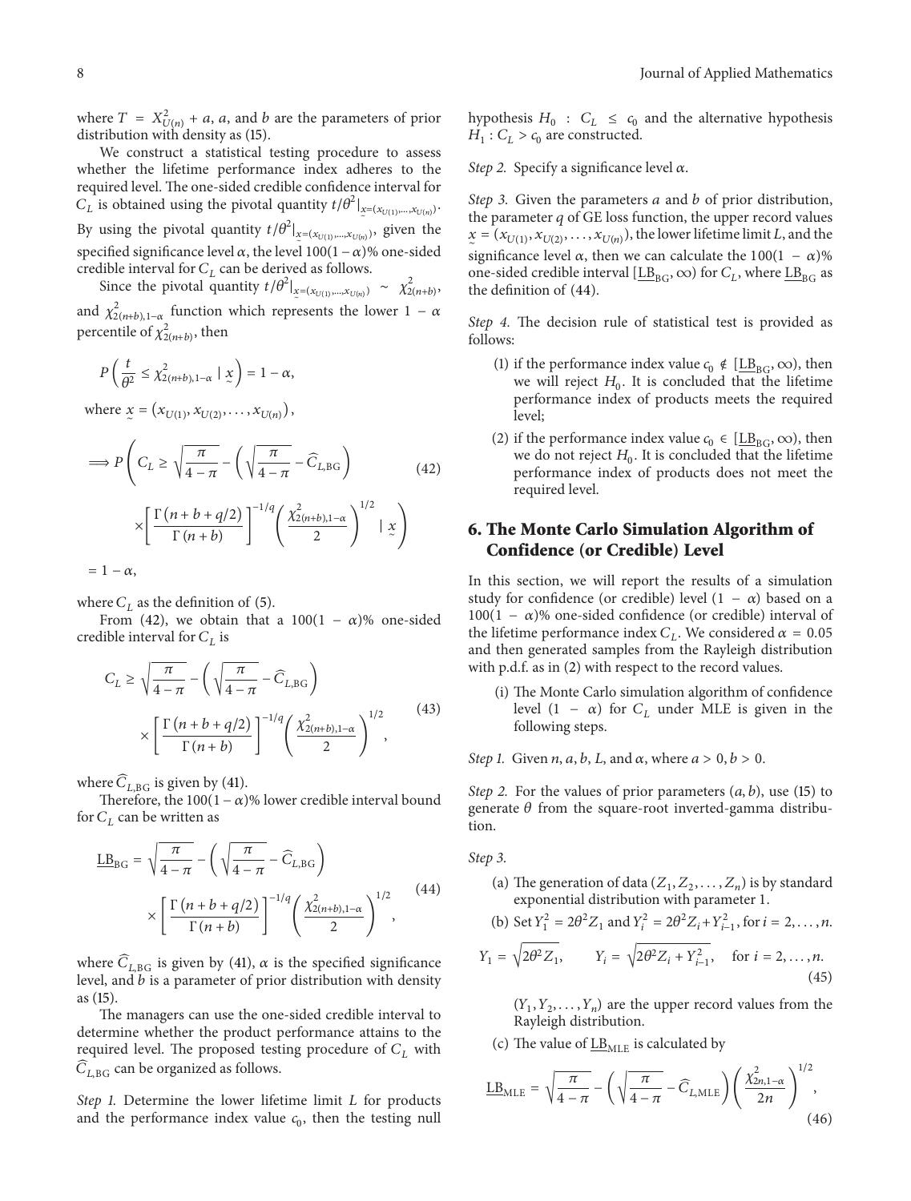where $T = X^2_{U(n)} + a$, $a$, and $b$ are the parameters of prior distribution with density as (15).

We construct a statistical testing procedure to assess whether the lifetime performance index adheres to the required level. The one-sided credible confidence interval for $C_L$ is obtained using the pivotal quantity $t/\theta^2|_{\underset{\sim}{x}=(x_{U(1)},\ldots,x_{U(n)})}$. By using the pivotal quantity $t/\theta^2|_{\underset{\sim}{x}=(x_{U(1)},\ldots,x_{U(n)})}$, given the specified significance level $\alpha$, the level $100(1-\alpha)\%$ one-sided credible interval for $C_L$ can be derived as follows.

Since the pivotal quantity $t/\theta^2|_{\underset{\sim}{x}=(x_{U(1)},\ldots,x_{U(n)})} \sim \chi^2_{2(n+b)}$, and $\chi^2_{2(n+b),1-\alpha}$ function which represents the lower $1-\alpha$ percentile of $\chi^2_{2(n+b)}$, then

$$P\left(\frac{t}{\theta^2} \le \chi^2_{2(n+b),1-\alpha} \mid \underset{\sim}{x}\right) = 1-\alpha,$$

where $\underset{\sim}{x} = (x_{U(1)}, x_{U(2)}, \ldots, x_{U(n)})$,

$$\begin{aligned}\Longrightarrow P\Bigg(C_L \ge \sqrt{\frac{\pi}{4-\pi}} - \left(\sqrt{\frac{\pi}{4-\pi}} - \widehat{C}_{L,\mathrm{BG}}\right) \\ \times\left[\frac{\Gamma(n+b+q/2)}{\Gamma(n+b)}\right]^{-1/q}\left(\frac{\chi^2_{2(n+b),1-\alpha}}{2}\right)^{1/2} \mid \underset{\sim}{x}\Bigg) \\ = 1-\alpha,\end{aligned} \tag{42}$$

where $C_L$ as the definition of (5).

From (42), we obtain that a $100(1-\alpha)\%$ one-sided credible interval for $C_L$ is

$$\begin{aligned}C_L \ge \sqrt{\frac{\pi}{4-\pi}} - \left(\sqrt{\frac{\pi}{4-\pi}} - \widehat{C}_{L,\mathrm{BG}}\right) \\ \times\left[\frac{\Gamma(n+b+q/2)}{\Gamma(n+b)}\right]^{-1/q}\left(\frac{\chi^2_{2(n+b),1-\alpha}}{2}\right)^{1/2},\end{aligned} \tag{43}$$

where $\widehat{C}_{L,\mathrm{BG}}$ is given by (41).

Therefore, the $100(1-\alpha)\%$ lower credible interval bound for $C_L$ can be written as

$$\begin{aligned}\underline{\mathrm{LB}}_{\mathrm{BG}} = \sqrt{\frac{\pi}{4-\pi}} - \left(\sqrt{\frac{\pi}{4-\pi}} - \widehat{C}_{L,\mathrm{BG}}\right) \\ \times\left[\frac{\Gamma(n+b+q/2)}{\Gamma(n+b)}\right]^{-1/q}\left(\frac{\chi^2_{2(n+b),1-\alpha}}{2}\right)^{1/2},\end{aligned} \tag{44}$$

where $\widehat{C}_{L,\mathrm{BG}}$ is given by (41), $\alpha$ is the specified significance level, and $b$ is a parameter of prior distribution with density as (15).

The managers can use the one-sided credible interval to determine whether the product performance attains to the required level. The proposed testing procedure of $C_L$ with $\widehat{C}_{L,\mathrm{BG}}$ can be organized as follows.

*Step 1.* Determine the lower lifetime limit $L$ for products and the performance index value $c_0$, then the testing null hypothesis $H_0 : C_L \le c_0$ and the alternative hypothesis $H_1 : C_L > c_0$ are constructed.

*Step 2.* Specify a significance level $\alpha$.

*Step 3.* Given the parameters $a$ and $b$ of prior distribution, the parameter $q$ of GE loss function, the upper record values $\underset{\sim}{x} = (x_{U(1)}, x_{U(2)}, \ldots, x_{U(n)})$, the lower lifetime limit $L$, and the significance level $\alpha$, then we can calculate the $100(1-\alpha)\%$ one-sided credible interval $[\underline{\mathrm{LB}}_{\mathrm{BG}}, \infty)$ for $C_L$, where $\underline{\mathrm{LB}}_{\mathrm{BG}}$ as the definition of (44).

*Step 4.* The decision rule of statistical test is provided as follows:

(1) if the performance index value $c_0 \notin [\underline{\mathrm{LB}}_{\mathrm{BG}}, \infty)$, then we will reject $H_0$. It is concluded that the lifetime performance index of products meets the required level;

(2) if the performance index value $c_0 \in [\underline{\mathrm{LB}}_{\mathrm{BG}}, \infty)$, then we do not reject $H_0$. It is concluded that the lifetime performance index of products does not meet the required level.

## 6. The Monte Carlo Simulation Algorithm of Confidence (or Credible) Level

In this section, we will report the results of a simulation study for confidence (or credible) level $(1-\alpha)$ based on a $100(1-\alpha)\%$ one-sided confidence (or credible) interval of the lifetime performance index $C_L$. We considered $\alpha = 0.05$ and then generated samples from the Rayleigh distribution with p.d.f. as in (2) with respect to the record values.

(i) The Monte Carlo simulation algorithm of confidence level $(1-\alpha)$ for $C_L$ under MLE is given in the following steps.

*Step 1.* Given $n, a, b, L$, and $\alpha$, where $a > 0, b > 0$.

*Step 2.* For the values of prior parameters $(a, b)$, use (15) to generate $\theta$ from the square-root inverted-gamma distribution.

*Step 3.*

(a) The generation of data $(Z_1, Z_2, \ldots, Z_n)$ is by standard exponential distribution with parameter 1.

(b) Set $Y_1^2 = 2\theta^2 Z_1$ and $Y_i^2 = 2\theta^2 Z_i + Y_{i-1}^2$, for $i = 2, \ldots, n$.

$$Y_1 = \sqrt{2\theta^2 Z_1}, \qquad Y_i = \sqrt{2\theta^2 Z_i + Y_{i-1}^2}, \quad \text{for } i = 2, \ldots, n. \tag{45}$$

$(Y_1, Y_2, \ldots, Y_n)$ are the upper record values from the Rayleigh distribution.

(c) The value of $\underline{\mathrm{LB}}_{\mathrm{MLE}}$ is calculated by

$$\underline{\mathrm{LB}}_{\mathrm{MLE}} = \sqrt{\frac{\pi}{4-\pi}} - \left(\sqrt{\frac{\pi}{4-\pi}} - \widehat{C}_{L,\mathrm{MLE}}\right)\left(\frac{\chi^2_{2n,1-\alpha}}{2n}\right)^{1/2}, \tag{46}$$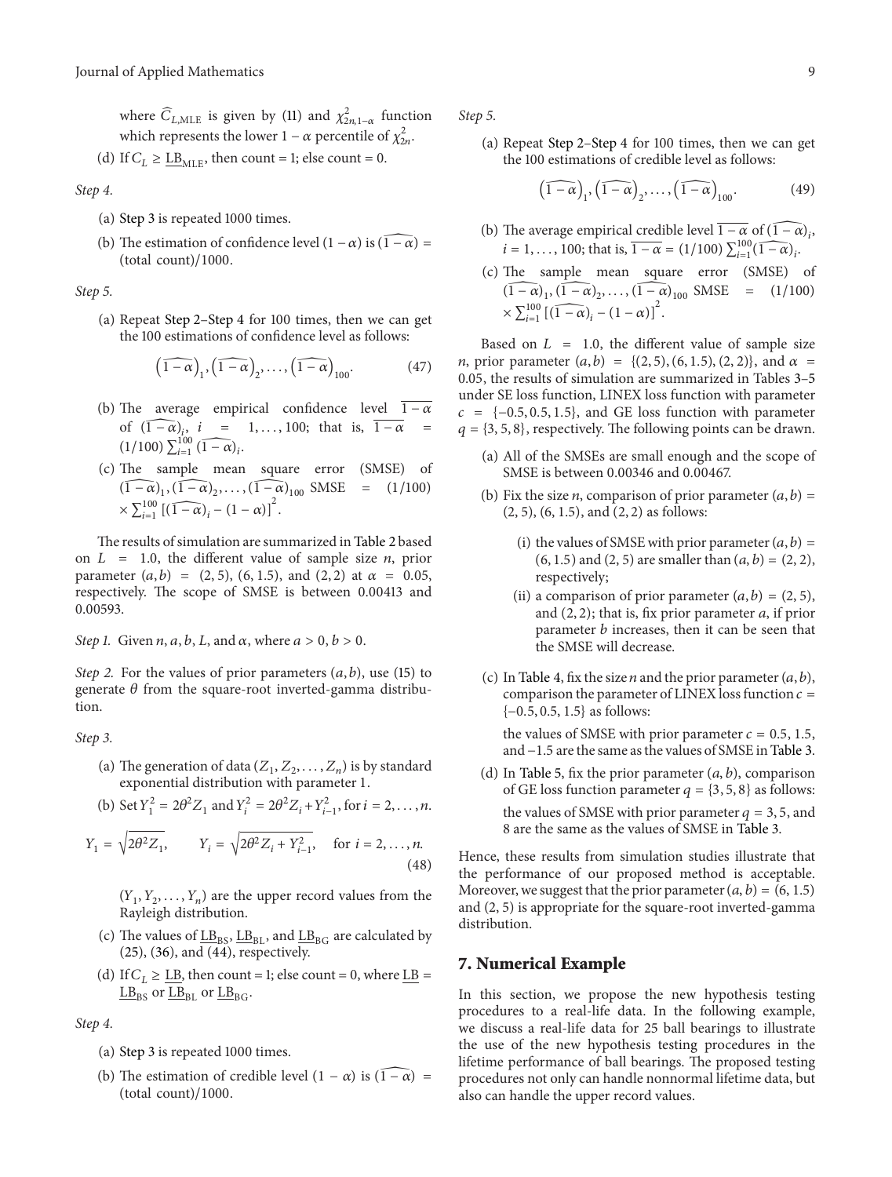where $\widehat{C}_{L,\text{MLE}}$ is given by (11) and $\chi^2_{2n,1-\alpha}$ function which represents the lower $1-\alpha$ percentile of $\chi^2_{2n}$.

(d) If $C_L \geq \underline{\text{LB}}_{\text{MLE}}$, then count = 1; else count = 0.

*Step 4.*

(a) Step 3 is repeated 1000 times.

(b) The estimation of confidence level $(1-\alpha)$ is $\widehat{(1-\alpha)}$ = (total count)/1000.

*Step 5.*

(a) Repeat Step 2–Step 4 for 100 times, then we can get the 100 estimations of confidence level as follows:

$$\left(\widehat{1-\alpha}\right)_1, \left(\widehat{1-\alpha}\right)_2, \ldots, \left(\widehat{1-\alpha}\right)_{100}. \tag{47}$$

(b) The average empirical confidence level $\overline{1-\alpha}$ of $(\widehat{1-\alpha})_i$, $i = 1, \ldots, 100$; that is, $\overline{1-\alpha} = (1/100)\sum_{i=1}^{100}(\widehat{1-\alpha})_i$.

(c) The sample mean square error (SMSE) of $(\widehat{1-\alpha})_1, (\widehat{1-\alpha})_2, \ldots, (\widehat{1-\alpha})_{100}$ SMSE $= (1/100) \times \sum_{i=1}^{100}[(\widehat{1-\alpha})_i - (1-\alpha)]^2$.

The results of simulation are summarized in Table 2 based on $L = 1.0$, the different value of sample size $n$, prior parameter $(a, b) = (2, 5)$, $(6, 1.5)$, and $(2, 2)$ at $\alpha = 0.05$, respectively. The scope of SMSE is between 0.00413 and 0.00593.

*Step 1.* Given $n, a, b, L$, and $\alpha$, where $a > 0, b > 0$.

*Step 2.* For the values of prior parameters $(a, b)$, use (15) to generate $\theta$ from the square-root inverted-gamma distribution.

*Step 3.*

(a) The generation of data $(Z_1, Z_2, \ldots, Z_n)$ is by standard exponential distribution with parameter 1.

(b) Set $Y_1^2 = 2\theta^2 Z_1$ and $Y_i^2 = 2\theta^2 Z_i + Y_{i-1}^2$, for $i = 2, \ldots, n$.

$$Y_1 = \sqrt{2\theta^2 Z_1}, \qquad Y_i = \sqrt{2\theta^2 Z_i + Y_{i-1}^2}, \quad \text{for } i = 2, \ldots, n. \tag{48}$$

$(Y_1, Y_2, \ldots, Y_n)$ are the upper record values from the Rayleigh distribution.

(c) The values of $\underline{\text{LB}}_{\text{BS}}$, $\underline{\text{LB}}_{\text{BL}}$, and $\underline{\text{LB}}_{\text{BG}}$ are calculated by (25), (36), and (44), respectively.

(d) If $C_L \geq \underline{\text{LB}}$, then count = 1; else count = 0, where $\underline{\text{LB}} = \underline{\text{LB}}_{\text{BS}}$ or $\underline{\text{LB}}_{\text{BL}}$ or $\underline{\text{LB}}_{\text{BG}}$.

*Step 4.*

(a) Step 3 is repeated 1000 times.

(b) The estimation of credible level $(1-\alpha)$ is $\widehat{(1-\alpha)}$ = (total count)/1000.

*Step 5.*

(a) Repeat Step 2–Step 4 for 100 times, then we can get the 100 estimations of credible level as follows:

$$\left(\widehat{1-\alpha}\right)_1, \left(\widehat{1-\alpha}\right)_2, \ldots, \left(\widehat{1-\alpha}\right)_{100}. \tag{49}$$

(b) The average empirical credible level $\overline{1-\alpha}$ of $(\widehat{1-\alpha})_i$, $i = 1, \ldots, 100$; that is, $\overline{1-\alpha} = (1/100)\sum_{i=1}^{100}(\widehat{1-\alpha})_i$.

(c) The sample mean square error (SMSE) of $(\widehat{1-\alpha})_1, (\widehat{1-\alpha})_2, \ldots, (\widehat{1-\alpha})_{100}$ SMSE $= (1/100) \times \sum_{i=1}^{100}[(\widehat{1-\alpha})_i - (1-\alpha)]^2$.

Based on $L = 1.0$, the different value of sample size $n$, prior parameter $(a, b) = \{(2, 5), (6, 1.5), (2, 2)\}$, and $\alpha = 0.05$, the results of simulation are summarized in Tables 3–5 under SE loss function, LINEX loss function with parameter $c = \{-0.5, 0.5, 1.5\}$, and GE loss function with parameter $q = \{3, 5, 8\}$, respectively. The following points can be drawn.

(a) All of the SMSEs are small enough and the scope of SMSE is between 0.00346 and 0.00467.

(b) Fix the size $n$, comparison of prior parameter $(a, b) = (2, 5)$, $(6, 1.5)$, and $(2, 2)$ as follows:

  (i) the values of SMSE with prior parameter $(a, b) = (6, 1.5)$ and $(2, 5)$ are smaller than $(a, b) = (2, 2)$, respectively;

  (ii) a comparison of prior parameter $(a, b) = (2, 5)$, and $(2, 2)$; that is, fix prior parameter $a$, if prior parameter $b$ increases, then it can be seen that the SMSE will decrease.

(c) In Table 4, fix the size $n$ and the prior parameter $(a, b)$, comparison the parameter of LINEX loss function $c = \{-0.5, 0.5, 1.5\}$ as follows:

the values of SMSE with prior parameter $c = 0.5, 1.5$, and $-1.5$ are the same as the values of SMSE in Table 3.

(d) In Table 5, fix the prior parameter $(a, b)$, comparison of GE loss function parameter $q = \{3, 5, 8\}$ as follows:

the values of SMSE with prior parameter $q = 3, 5$, and 8 are the same as the values of SMSE in Table 3.

Hence, these results from simulation studies illustrate that the performance of our proposed method is acceptable. Moreover, we suggest that the prior parameter $(a, b) = (6, 1.5)$ and $(2, 5)$ is appropriate for the square-root inverted-gamma distribution.

## 7. Numerical Example

In this section, we propose the new hypothesis testing procedures to a real-life data. In the following example, we discuss a real-life data for 25 ball bearings to illustrate the use of the new hypothesis testing procedures in the lifetime performance of ball bearings. The proposed testing procedures not only can handle nonnormal lifetime data, but also can handle the upper record values.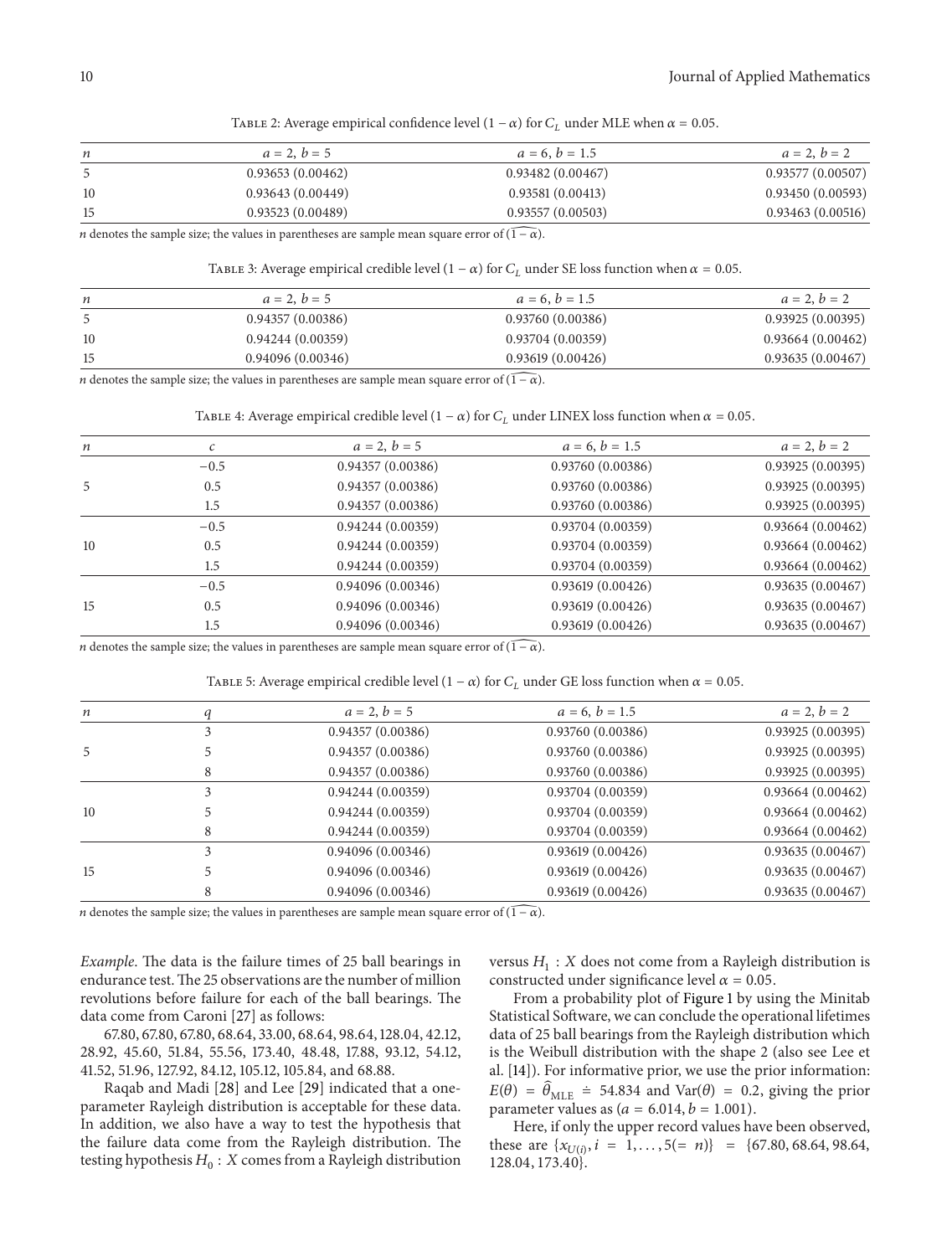Table 2: Average empirical confidence level $(1-\alpha)$ for $C_L$ under MLE when $\alpha = 0.05$.

| $n$ | $a=2,\ b=5$ | $a=6,\ b=1.5$ | $a=2,\ b=2$ |
|---|---|---|---|
| 5 | 0.93653 (0.00462) | 0.93482 (0.00467) | 0.93577 (0.00507) |
| 10 | 0.93643 (0.00449) | 0.93581 (0.00413) | 0.93450 (0.00593) |
| 15 | 0.93523 (0.00489) | 0.93557 (0.00503) | 0.93463 (0.00516) |

$n$ denotes the sample size; the values in parentheses are sample mean square error of $(\widehat{1-\alpha})$.

Table 3: Average empirical credible level $(1-\alpha)$ for $C_L$ under SE loss function when $\alpha = 0.05$.

| $n$ | $a=2,\ b=5$ | $a=6,\ b=1.5$ | $a=2,\ b=2$ |
|---|---|---|---|
| 5 | 0.94357 (0.00386) | 0.93760 (0.00386) | 0.93925 (0.00395) |
| 10 | 0.94244 (0.00359) | 0.93704 (0.00359) | 0.93664 (0.00462) |
| 15 | 0.94096 (0.00346) | 0.93619 (0.00426) | 0.93635 (0.00467) |

$n$ denotes the sample size; the values in parentheses are sample mean square error of $(\widehat{1-\alpha})$.

Table 4: Average empirical credible level $(1-\alpha)$ for $C_L$ under LINEX loss function when $\alpha = 0.05$.

| $n$ | $c$ | $a=2,\ b=5$ | $a=6,\ b=1.5$ | $a=2,\ b=2$ |
|---|---|---|---|---|
| | $-0.5$ | 0.94357 (0.00386) | 0.93760 (0.00386) | 0.93925 (0.00395) |
| 5 | 0.5 | 0.94357 (0.00386) | 0.93760 (0.00386) | 0.93925 (0.00395) |
| | 1.5 | 0.94357 (0.00386) | 0.93760 (0.00386) | 0.93925 (0.00395) |
| | $-0.5$ | 0.94244 (0.00359) | 0.93704 (0.00359) | 0.93664 (0.00462) |
| 10 | 0.5 | 0.94244 (0.00359) | 0.93704 (0.00359) | 0.93664 (0.00462) |
| | 1.5 | 0.94244 (0.00359) | 0.93704 (0.00359) | 0.93664 (0.00462) |
| | $-0.5$ | 0.94096 (0.00346) | 0.93619 (0.00426) | 0.93635 (0.00467) |
| 15 | 0.5 | 0.94096 (0.00346) | 0.93619 (0.00426) | 0.93635 (0.00467) |
| | 1.5 | 0.94096 (0.00346) | 0.93619 (0.00426) | 0.93635 (0.00467) |

$n$ denotes the sample size; the values in parentheses are sample mean square error of $(\widehat{1-\alpha})$.

Table 5: Average empirical credible level $(1-\alpha)$ for $C_L$ under GE loss function when $\alpha = 0.05$.

| $n$ | $q$ | $a=2,\ b=5$ | $a=6,\ b=1.5$ | $a=2,\ b=2$ |
|---|---|---|---|---|
| | 3 | 0.94357 (0.00386) | 0.93760 (0.00386) | 0.93925 (0.00395) |
| 5 | 5 | 0.94357 (0.00386) | 0.93760 (0.00386) | 0.93925 (0.00395) |
| | 8 | 0.94357 (0.00386) | 0.93760 (0.00386) | 0.93925 (0.00395) |
| | 3 | 0.94244 (0.00359) | 0.93704 (0.00359) | 0.93664 (0.00462) |
| 10 | 5 | 0.94244 (0.00359) | 0.93704 (0.00359) | 0.93664 (0.00462) |
| | 8 | 0.94244 (0.00359) | 0.93704 (0.00359) | 0.93664 (0.00462) |
| | 3 | 0.94096 (0.00346) | 0.93619 (0.00426) | 0.93635 (0.00467) |
| 15 | 5 | 0.94096 (0.00346) | 0.93619 (0.00426) | 0.93635 (0.00467) |
| | 8 | 0.94096 (0.00346) | 0.93619 (0.00426) | 0.93635 (0.00467) |

$n$ denotes the sample size; the values in parentheses are sample mean square error of $(\widehat{1-\alpha})$.

*Example*. The data is the failure times of 25 ball bearings in endurance test. The 25 observations are the number of million revolutions before failure for each of the ball bearings. The data come from Caroni [27] as follows:

67.80, 67.80, 67.80, 68.64, 33.00, 68.64, 98.64, 128.04, 42.12, 28.92, 45.60, 51.84, 55.56, 173.40, 48.48, 17.88, 93.12, 54.12, 41.52, 51.96, 127.92, 84.12, 105.12, 105.84, and 68.88.

Raqab and Madi [28] and Lee [29] indicated that a one-parameter Rayleigh distribution is acceptable for these data. In addition, we also have a way to test the hypothesis that the failure data come from the Rayleigh distribution. The testing hypothesis $H_0$ : $X$ comes from a Rayleigh distribution versus $H_1$ : $X$ does not come from a Rayleigh distribution is constructed under significance level $\alpha = 0.05$.

From a probability plot of Figure 1 by using the Minitab Statistical Software, we can conclude the operational lifetimes data of 25 ball bearings from the Rayleigh distribution which is the Weibull distribution with the shape 2 (also see Lee et al. [14]). For informative prior, we use the prior information: $E(\theta) = \widehat{\theta}_{\text{MLE}} \doteq 54.834$ and $\text{Var}(\theta) = 0.2$, giving the prior parameter values as $(a = 6.014, b = 1.001)$.

Here, if only the upper record values have been observed, these are $\{x_{U(i)}, i = 1, \ldots, 5(= n)\} = \{67.80, 68.64, 98.64, 128.04, 173.40\}$.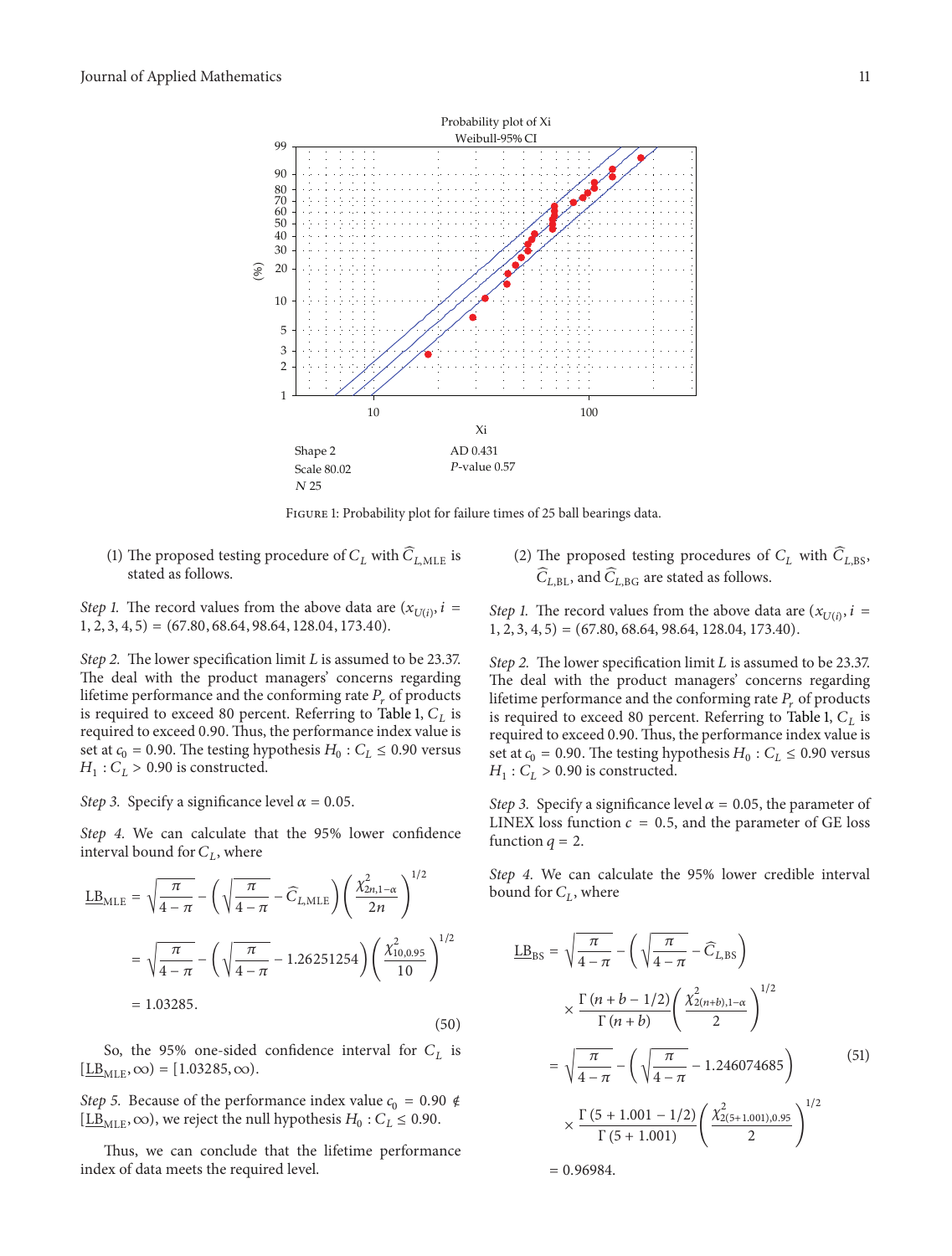Figure 1: Probability plot for failure times of 25 ball bearings data.

(1) The proposed testing procedure of $C_L$ with $\widehat{C}_{L,\text{MLE}}$ is stated as follows.

*Step 1.* The record values from the above data are $(x_{U(i)}, i = 1, 2, 3, 4, 5) = (67.80, 68.64, 98.64, 128.04, 173.40)$.

*Step 2.* The lower specification limit $L$ is assumed to be 23.37. The deal with the product managers' concerns regarding lifetime performance and the conforming rate $P_r$ of products is required to exceed 80 percent. Referring to Table 1, $C_L$ is required to exceed 0.90. Thus, the performance index value is set at $c_0 = 0.90$. The testing hypothesis $H_0 : C_L \leq 0.90$ versus $H_1 : C_L > 0.90$ is constructed.

*Step 3.* Specify a significance level $\alpha = 0.05$.

*Step 4.* We can calculate that the 95% lower confidence interval bound for $C_L$, where

$$\begin{aligned}
\underline{\text{LB}}_{\text{MLE}} &= \sqrt{\frac{\pi}{4-\pi}} - \left(\sqrt{\frac{\pi}{4-\pi}} - \widehat{C}_{L,\text{MLE}}\right)\left(\frac{\chi^2_{2n,1-\alpha}}{2n}\right)^{1/2} \\
&= \sqrt{\frac{\pi}{4-\pi}} - \left(\sqrt{\frac{\pi}{4-\pi}} - 1.26251254\right)\left(\frac{\chi^2_{10,0.95}}{10}\right)^{1/2} \\
&= 1.03285.
\end{aligned} \tag{50}$$

So, the 95% one-sided confidence interval for $C_L$ is $[\underline{\text{LB}}_{\text{MLE}}, \infty) = [1.03285, \infty)$.

*Step 5.* Because of the performance index value $c_0 = 0.90 \notin [\underline{\text{LB}}_{\text{MLE}}, \infty)$, we reject the null hypothesis $H_0 : C_L \leq 0.90$.

Thus, we can conclude that the lifetime performance index of data meets the required level.

(2) The proposed testing procedures of $C_L$ with $\widehat{C}_{L,\text{BS}}$, $\widehat{C}_{L,\text{BL}}$, and $\widehat{C}_{L,\text{BG}}$ are stated as follows.

*Step 1.* The record values from the above data are $(x_{U(i)}, i = 1, 2, 3, 4, 5) = (67.80, 68.64, 98.64, 128.04, 173.40)$.

*Step 2.* The lower specification limit $L$ is assumed to be 23.37. The deal with the product managers' concerns regarding lifetime performance and the conforming rate $P_r$ of products is required to exceed 80 percent. Referring to Table 1, $C_L$ is required to exceed 0.90. Thus, the performance index value is set at $c_0 = 0.90$. The testing hypothesis $H_0 : C_L \leq 0.90$ versus $H_1 : C_L > 0.90$ is constructed.

*Step 3.* Specify a significance level $\alpha = 0.05$, the parameter of LINEX loss function $c = 0.5$, and the parameter of GE loss function $q = 2$.

*Step 4.* We can calculate the 95% lower credible interval bound for $C_L$, where

$$\begin{aligned}
\underline{\text{LB}}_{\text{BS}} &= \sqrt{\frac{\pi}{4-\pi}} - \left(\sqrt{\frac{\pi}{4-\pi}} - \widehat{C}_{L,\text{BS}}\right) \\
&\quad \times \frac{\Gamma(n+b-1/2)}{\Gamma(n+b)}\left(\frac{\chi^2_{2(n+b),1-\alpha}}{2}\right)^{1/2} \\
&= \sqrt{\frac{\pi}{4-\pi}} - \left(\sqrt{\frac{\pi}{4-\pi}} - 1.246074685\right) \\
&\quad \times \frac{\Gamma(5+1.001-1/2)}{\Gamma(5+1.001)}\left(\frac{\chi^2_{2(5+1.001),0.95}}{2}\right)^{1/2} \\
&= 0.96984.
\end{aligned} \tag{51}$$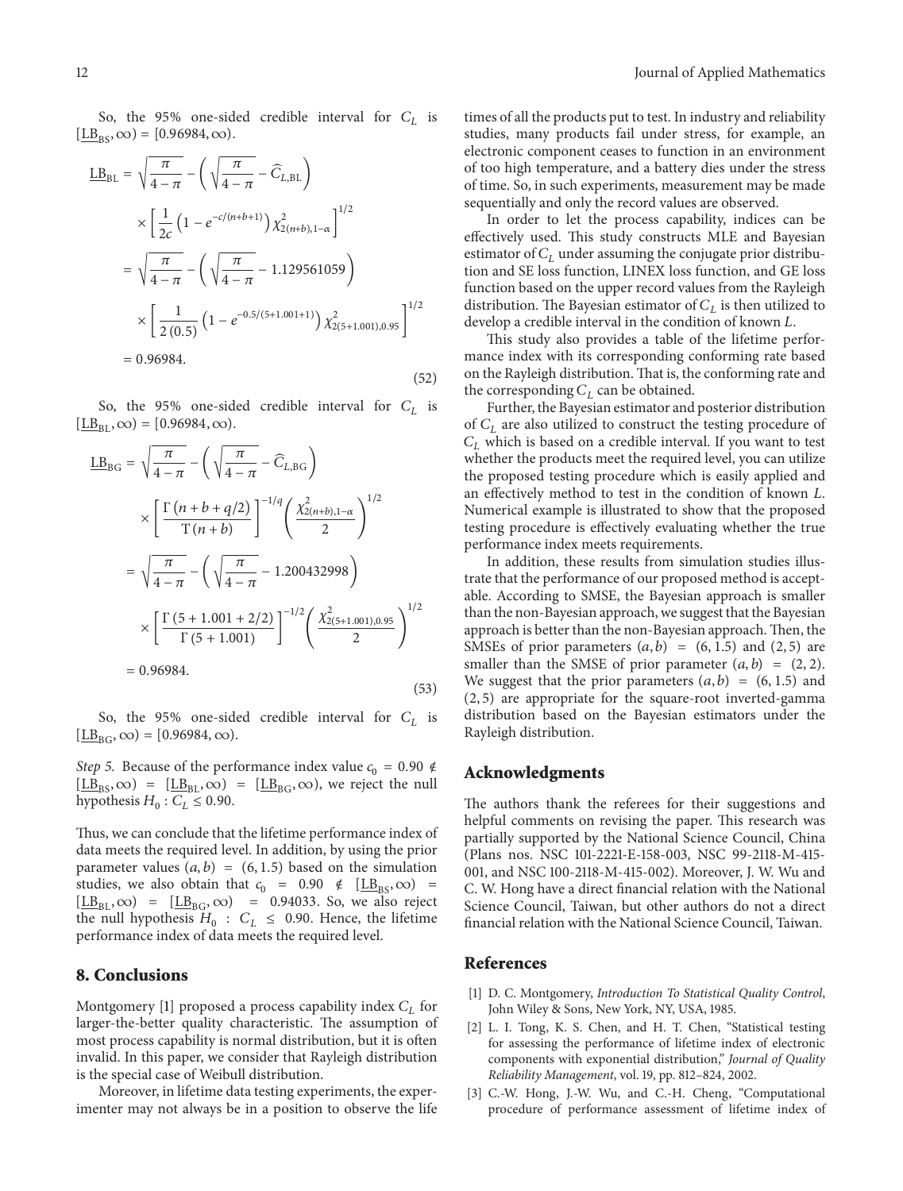So, the 95% one-sided credible interval for $C_L$ is $[\underline{\text{LB}}_{\text{BS}}, \infty) = [0.96984, \infty)$.

$$\underline{\text{LB}}_{\text{BL}} = \sqrt{\frac{\pi}{4-\pi}} - \left(\sqrt{\frac{\pi}{4-\pi}} - \widehat{C}_{L,\text{BL}}\right) \times \left[\frac{1}{2c}\left(1 - e^{-c/(n+b+1)}\right)\chi^2_{2(n+b),1-\alpha}\right]^{1/2}$$
$$= \sqrt{\frac{\pi}{4-\pi}} - \left(\sqrt{\frac{\pi}{4-\pi}} - 1.129561059\right) \times \left[\frac{1}{2(0.5)}\left(1 - e^{-0.5/(5+1.001+1)}\right)\chi^2_{2(5+1.001),0.95}\right]^{1/2}$$
$$= 0.96984. \tag{52}$$

So, the 95% one-sided credible interval for $C_L$ is $[\underline{\text{LB}}_{\text{BL}}, \infty) = [0.96984, \infty)$.

$$\underline{\text{LB}}_{\text{BG}} = \sqrt{\frac{\pi}{4-\pi}} - \left(\sqrt{\frac{\pi}{4-\pi}} - \widehat{C}_{L,\text{BG}}\right) \times \left[\frac{\Gamma(n+b+q/2)}{\Gamma(n+b)}\right]^{-1/q}\left(\frac{\chi^2_{2(n+b),1-\alpha}}{2}\right)^{1/2}$$
$$= \sqrt{\frac{\pi}{4-\pi}} - \left(\sqrt{\frac{\pi}{4-\pi}} - 1.200432998\right) \times \left[\frac{\Gamma(5+1.001+2/2)}{\Gamma(5+1.001)}\right]^{-1/2}\left(\frac{\chi^2_{2(5+1.001),0.95}}{2}\right)^{1/2}$$
$$= 0.96984. \tag{53}$$

So, the 95% one-sided credible interval for $C_L$ is $[\underline{\text{LB}}_{\text{BG}}, \infty) = [0.96984, \infty)$.

*Step 5.* Because of the performance index value $c_0 = 0.90 \notin [\underline{\text{LB}}_{\text{BS}}, \infty) = [\underline{\text{LB}}_{\text{BL}}, \infty) = [\underline{\text{LB}}_{\text{BG}}, \infty)$, we reject the null hypothesis $H_0 : C_L \leq 0.90$.

Thus, we can conclude that the lifetime performance index of data meets the required level. In addition, by using the prior parameter values $(a, b) = (6, 1.5)$ based on the simulation studies, we also obtain that $c_0 = 0.90 \notin [\underline{\text{LB}}_{\text{BS}}, \infty) = [\underline{\text{LB}}_{\text{BL}}, \infty) = [\underline{\text{LB}}_{\text{BG}}, \infty) = 0.94033$. So, we also reject the null hypothesis $H_0 : C_L \leq 0.90$. Hence, the lifetime performance index of data meets the required level.

## 8. Conclusions

Montgomery [1] proposed a process capability index $C_L$ for larger-the-better quality characteristic. The assumption of most process capability is normal distribution, but it is often invalid. In this paper, we consider that Rayleigh distribution is the special case of Weibull distribution.

Moreover, in lifetime data testing experiments, the experimenter may not always be in a position to observe the life times of all the products put to test. In industry and reliability studies, many products fail under stress, for example, an electronic component ceases to function in an environment of too high temperature, and a battery dies under the stress of time. So, in such experiments, measurement may be made sequentially and only the record values are observed.

In order to let the process capability, indices can be effectively used. This study constructs MLE and Bayesian estimator of $C_L$ under assuming the conjugate prior distribution and SE loss function, LINEX loss function, and GE loss function based on the upper record values from the Rayleigh distribution. The Bayesian estimator of $C_L$ is then utilized to develop a credible interval in the condition of known $L$.

This study also provides a table of the lifetime performance index with its corresponding conforming rate based on the Rayleigh distribution. That is, the conforming rate and the corresponding $C_L$ can be obtained.

Further, the Bayesian estimator and posterior distribution of $C_L$ are also utilized to construct the testing procedure of $C_L$ which is based on a credible interval. If you want to test whether the products meet the required level, you can utilize the proposed testing procedure which is easily applied and an effectively method to test in the condition of known $L$. Numerical example is illustrated to show that the proposed testing procedure is effectively evaluating whether the true performance index meets requirements.

In addition, these results from simulation studies illustrate that the performance of our proposed method is acceptable. According to SMSE, the Bayesian approach is smaller than the non-Bayesian approach, we suggest that the Bayesian approach is better than the non-Bayesian approach. Then, the SMSEs of prior parameters $(a, b) = (6, 1.5)$ and $(2, 5)$ are smaller than the SMSE of prior parameter $(a, b) = (2, 2)$. We suggest that the prior parameters $(a, b) = (6, 1.5)$ and $(2, 5)$ are appropriate for the square-root inverted-gamma distribution based on the Bayesian estimators under the Rayleigh distribution.

## Acknowledgments

The authors thank the referees for their suggestions and helpful comments on revising the paper. This research was partially supported by the National Science Council, China (Plans nos. NSC 101-2221-E-158-003, NSC 99-2118-M-415-001, and NSC 100-2118-M-415-002). Moreover, J. W. Wu and C. W. Hong have a direct financial relation with the National Science Council, Taiwan, but other authors do not a direct financial relation with the National Science Council, Taiwan.

## References

[1] D. C. Montgomery, *Introduction To Statistical Quality Control*, John Wiley & Sons, New York, NY, USA, 1985.

[2] L. I. Tong, K. S. Chen, and H. T. Chen, "Statistical testing for assessing the performance of lifetime index of electronic components with exponential distribution," *Journal of Quality Reliability Management*, vol. 19, pp. 812–824, 2002.

[3] C.-W. Hong, J.-W. Wu, and C.-H. Cheng, "Computational procedure of performance assessment of lifetime index of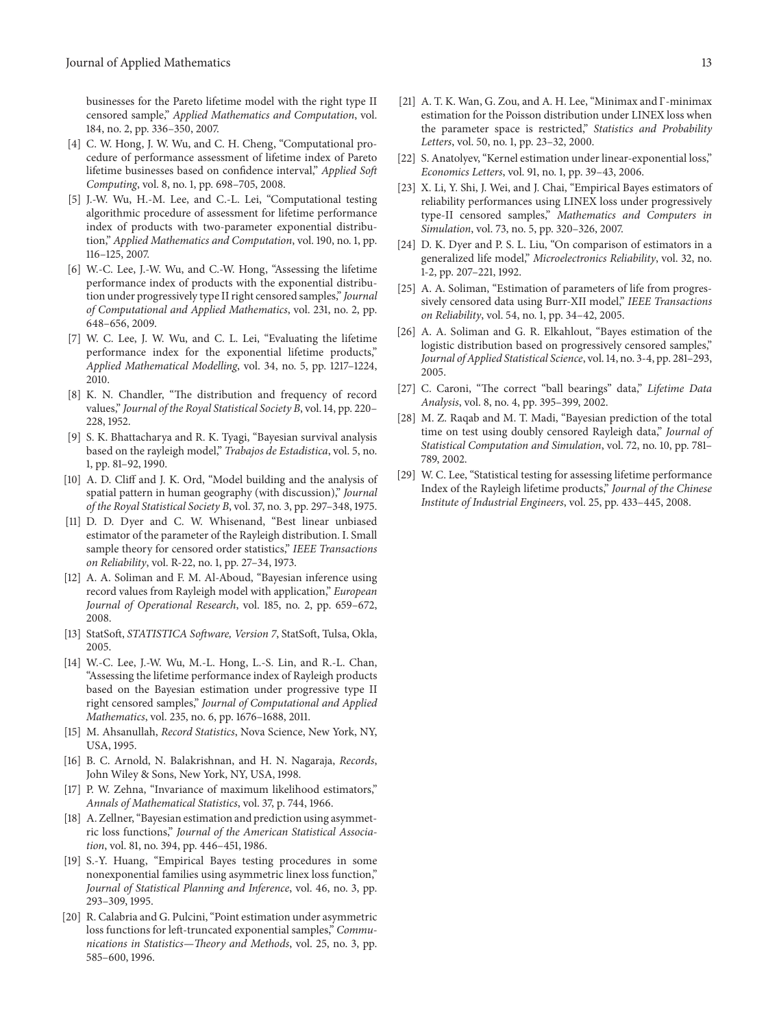businesses for the Pareto lifetime model with the right type II censored sample," *Applied Mathematics and Computation*, vol. 184, no. 2, pp. 336–350, 2007.

[4] C. W. Hong, J. W. Wu, and C. H. Cheng, "Computational procedure of performance assessment of lifetime index of Pareto lifetime businesses based on confidence interval," *Applied Soft Computing*, vol. 8, no. 1, pp. 698–705, 2008.

[5] J.-W. Wu, H.-M. Lee, and C.-L. Lei, "Computational testing algorithmic procedure of assessment for lifetime performance index of products with two-parameter exponential distribution," *Applied Mathematics and Computation*, vol. 190, no. 1, pp. 116–125, 2007.

[6] W.-C. Lee, J.-W. Wu, and C.-W. Hong, "Assessing the lifetime performance index of products with the exponential distribution under progressively type II right censored samples," *Journal of Computational and Applied Mathematics*, vol. 231, no. 2, pp. 648–656, 2009.

[7] W. C. Lee, J. W. Wu, and C. L. Lei, "Evaluating the lifetime performance index for the exponential lifetime products," *Applied Mathematical Modelling*, vol. 34, no. 5, pp. 1217–1224, 2010.

[8] K. N. Chandler, "The distribution and frequency of record values," *Journal of the Royal Statistical Society B*, vol. 14, pp. 220–228, 1952.

[9] S. K. Bhattacharya and R. K. Tyagi, "Bayesian survival analysis based on the rayleigh model," *Trabajos de Estadistica*, vol. 5, no. 1, pp. 81–92, 1990.

[10] A. D. Cliff and J. K. Ord, "Model building and the analysis of spatial pattern in human geography (with discussion)," *Journal of the Royal Statistical Society B*, vol. 37, no. 3, pp. 297–348, 1975.

[11] D. D. Dyer and C. W. Whisenand, "Best linear unbiased estimator of the parameter of the Rayleigh distribution. I. Small sample theory for censored order statistics," *IEEE Transactions on Reliability*, vol. R-22, no. 1, pp. 27–34, 1973.

[12] A. A. Soliman and F. M. Al-Aboud, "Bayesian inference using record values from Rayleigh model with application," *European Journal of Operational Research*, vol. 185, no. 2, pp. 659–672, 2008.

[13] StatSoft, *STATISTICA Software, Version 7*, StatSoft, Tulsa, Okla, 2005.

[14] W.-C. Lee, J.-W. Wu, M.-L. Hong, L.-S. Lin, and R.-L. Chan, "Assessing the lifetime performance index of Rayleigh products based on the Bayesian estimation under progressive type II right censored samples," *Journal of Computational and Applied Mathematics*, vol. 235, no. 6, pp. 1676–1688, 2011.

[15] M. Ahsanullah, *Record Statistics*, Nova Science, New York, NY, USA, 1995.

[16] B. C. Arnold, N. Balakrishnan, and H. N. Nagaraja, *Records*, John Wiley & Sons, New York, NY, USA, 1998.

[17] P. W. Zehna, "Invariance of maximum likelihood estimators," *Annals of Mathematical Statistics*, vol. 37, p. 744, 1966.

[18] A. Zellner, "Bayesian estimation and prediction using asymmetric loss functions," *Journal of the American Statistical Association*, vol. 81, no. 394, pp. 446–451, 1986.

[19] S.-Y. Huang, "Empirical Bayes testing procedures in some nonexponential families using asymmetric linex loss function," *Journal of Statistical Planning and Inference*, vol. 46, no. 3, pp. 293–309, 1995.

[20] R. Calabria and G. Pulcini, "Point estimation under asymmetric loss functions for left-truncated exponential samples," *Communications in Statistics—Theory and Methods*, vol. 25, no. 3, pp. 585–600, 1996.

[21] A. T. K. Wan, G. Zou, and A. H. Lee, "Minimax and Γ-minimax estimation for the Poisson distribution under LINEX loss when the parameter space is restricted," *Statistics and Probability Letters*, vol. 50, no. 1, pp. 23–32, 2000.

[22] S. Anatolyev, "Kernel estimation under linear-exponential loss," *Economics Letters*, vol. 91, no. 1, pp. 39–43, 2006.

[23] X. Li, Y. Shi, J. Wei, and J. Chai, "Empirical Bayes estimators of reliability performances using LINEX loss under progressively type-II censored samples," *Mathematics and Computers in Simulation*, vol. 73, no. 5, pp. 320–326, 2007.

[24] D. K. Dyer and P. S. L. Liu, "On comparison of estimators in a generalized life model," *Microelectronics Reliability*, vol. 32, no. 1-2, pp. 207–221, 1992.

[25] A. A. Soliman, "Estimation of parameters of life from progressively censored data using Burr-XII model," *IEEE Transactions on Reliability*, vol. 54, no. 1, pp. 34–42, 2005.

[26] A. A. Soliman and G. R. Elkahlout, "Bayes estimation of the logistic distribution based on progressively censored samples," *Journal of Applied Statistical Science*, vol. 14, no. 3-4, pp. 281–293, 2005.

[27] C. Caroni, "The correct "ball bearings" data," *Lifetime Data Analysis*, vol. 8, no. 4, pp. 395–399, 2002.

[28] M. Z. Raqab and M. T. Madi, "Bayesian prediction of the total time on test using doubly censored Rayleigh data," *Journal of Statistical Computation and Simulation*, vol. 72, no. 10, pp. 781–789, 2002.

[29] W. C. Lee, "Statistical testing for assessing lifetime performance Index of the Rayleigh lifetime products," *Journal of the Chinese Institute of Industrial Engineers*, vol. 25, pp. 433–445, 2008.